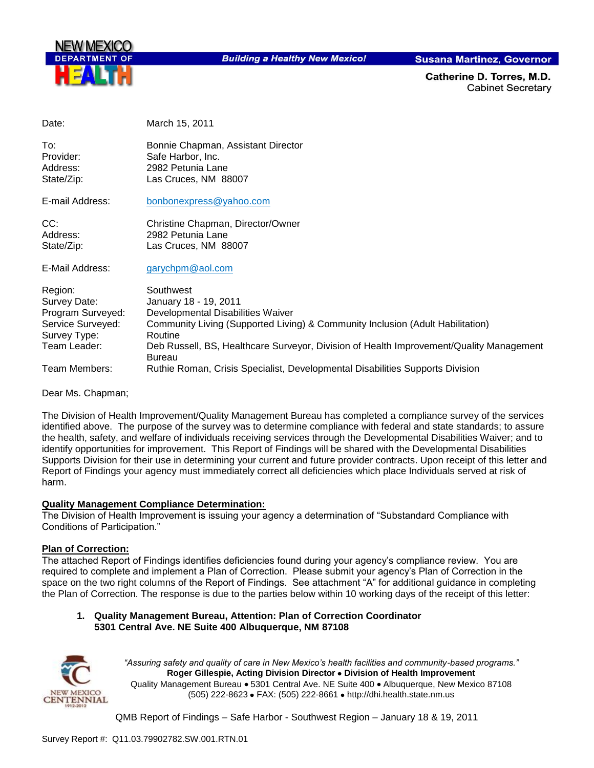NEW MEXICO DEPARTMENT OF HEALTH

*Building a Healthy New Mexico!*

**Susana Martinez, Governor**

**Catherine D. Torres, M.D.**
Cabinet Secretary

| | |
|---|---|
| Date: | March 15, 2011 |
| To: | Bonnie Chapman, Assistant Director |
| Provider: | Safe Harbor, Inc. |
| Address: | 2982 Petunia Lane |
| State/Zip: | Las Cruces, NM 88007 |
| E-mail Address: | bonbonexpress@yahoo.com |
| CC: | Christine Chapman, Director/Owner |
| Address: | 2982 Petunia Lane |
| State/Zip: | Las Cruces, NM 88007 |
| E-Mail Address: | garychpm@aol.com |
| Region: | Southwest |
| Survey Date: | January 18 - 19, 2011 |
| Program Surveyed: | Developmental Disabilities Waiver |
| Service Surveyed: | Community Living (Supported Living) & Community Inclusion (Adult Habilitation) |
| Survey Type: | Routine |
| Team Leader: | Deb Russell, BS, Healthcare Surveyor, Division of Health Improvement/Quality Management Bureau |
| Team Members: | Ruthie Roman, Crisis Specialist, Developmental Disabilities Supports Division |

Dear Ms. Chapman;

The Division of Health Improvement/Quality Management Bureau has completed a compliance survey of the services identified above. The purpose of the survey was to determine compliance with federal and state standards; to assure the health, safety, and welfare of individuals receiving services through the Developmental Disabilities Waiver; and to identify opportunities for improvement. This Report of Findings will be shared with the Developmental Disabilities Supports Division for their use in determining your current and future provider contracts. Upon receipt of this letter and Report of Findings your agency must immediately correct all deficiencies which place Individuals served at risk of harm.

**Quality Management Compliance Determination:**

The Division of Health Improvement is issuing your agency a determination of "Substandard Compliance with Conditions of Participation."

**Plan of Correction:**

The attached Report of Findings identifies deficiencies found during your agency's compliance review. You are required to complete and implement a Plan of Correction. Please submit your agency's Plan of Correction in the space on the two right columns of the Report of Findings. See attachment "A" for additional guidance in completing the Plan of Correction. The response is due to the parties below within 10 working days of the receipt of this letter:

1. **Quality Management Bureau, Attention: Plan of Correction Coordinator**
   **5301 Central Ave. NE Suite 400 Albuquerque, NM 87108**

*"Assuring safety and quality of care in New Mexico's health facilities and community-based programs."*
**Roger Gillespie, Acting Division Director • Division of Health Improvement**
Quality Management Bureau • 5301 Central Ave. NE Suite 400 • Albuquerque, New Mexico 87108
(505) 222-8623 • FAX: (505) 222-8661 • http://dhi.health.state.nm.us

QMB Report of Findings – Safe Harbor - Southwest Region – January 18 & 19, 2011

Survey Report #: Q11.03.79902782.SW.001.RTN.01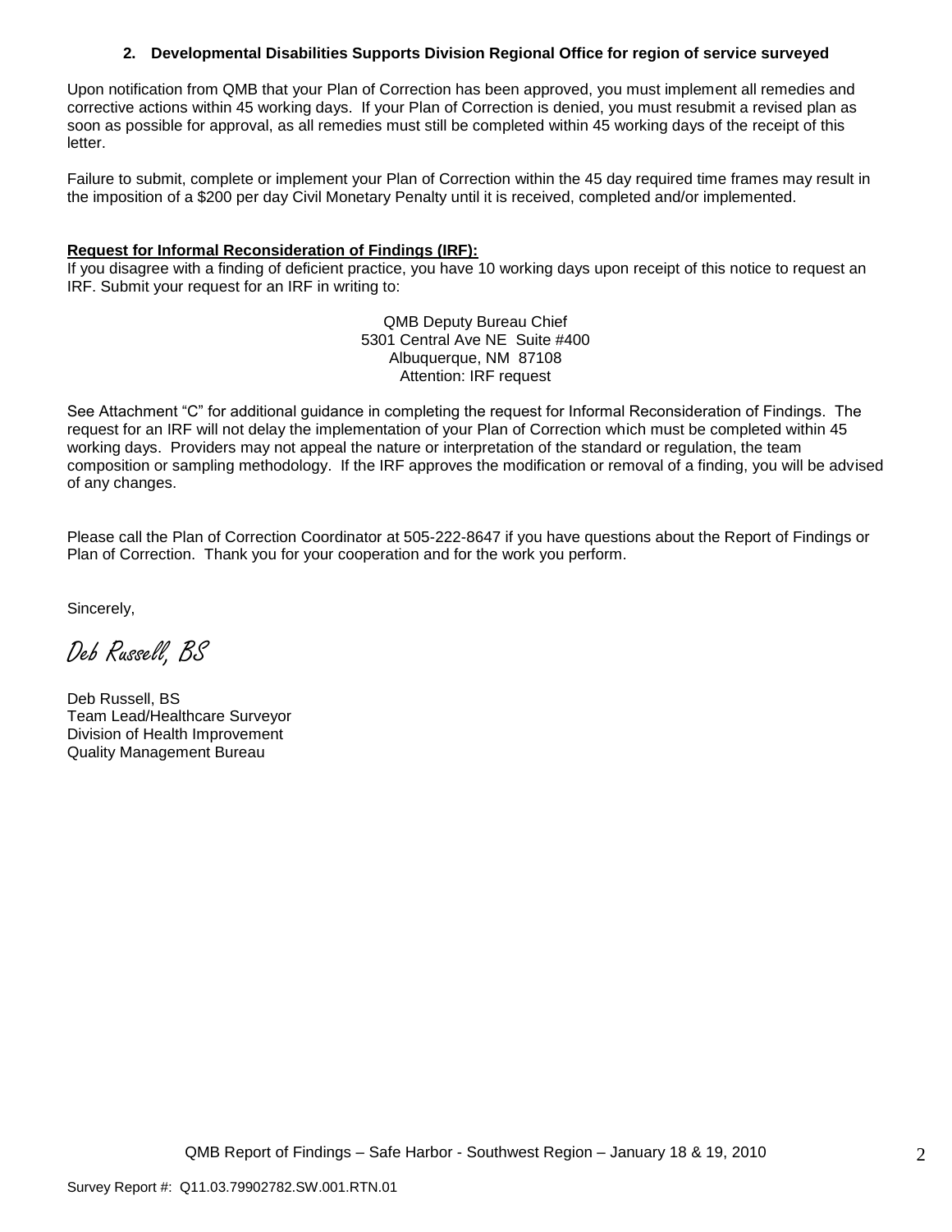**2. Developmental Disabilities Supports Division Regional Office for region of service surveyed**

Upon notification from QMB that your Plan of Correction has been approved, you must implement all remedies and corrective actions within 45 working days. If your Plan of Correction is denied, you must resubmit a revised plan as soon as possible for approval, as all remedies must still be completed within 45 working days of the receipt of this letter.

Failure to submit, complete or implement your Plan of Correction within the 45 day required time frames may result in the imposition of a $200 per day Civil Monetary Penalty until it is received, completed and/or implemented.

**Request for Informal Reconsideration of Findings (IRF):**

If you disagree with a finding of deficient practice, you have 10 working days upon receipt of this notice to request an IRF. Submit your request for an IRF in writing to:

QMB Deputy Bureau Chief
5301 Central Ave NE Suite #400
Albuquerque, NM 87108
Attention: IRF request

See Attachment "C" for additional guidance in completing the request for Informal Reconsideration of Findings. The request for an IRF will not delay the implementation of your Plan of Correction which must be completed within 45 working days. Providers may not appeal the nature or interpretation of the standard or regulation, the team composition or sampling methodology. If the IRF approves the modification or removal of a finding, you will be advised of any changes.

Please call the Plan of Correction Coordinator at 505-222-8647 if you have questions about the Report of Findings or Plan of Correction. Thank you for your cooperation and for the work you perform.

Sincerely,

Deb Russell, BS

Deb Russell, BS
Team Lead/Healthcare Surveyor
Division of Health Improvement
Quality Management Bureau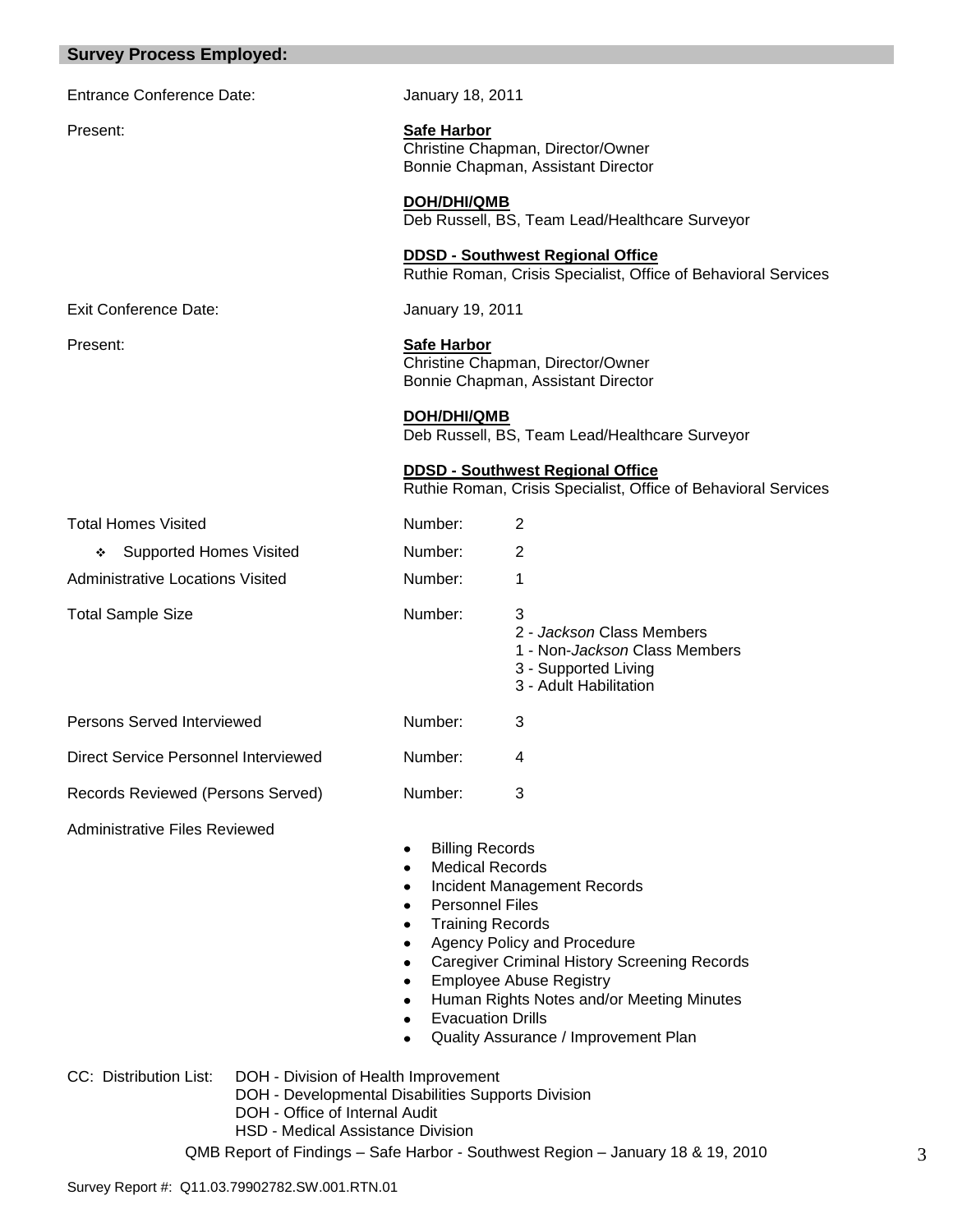## Survey Process Employed:

| | | |
|---|---|---|
| Entrance Conference Date: | January 18, 2011 | |
| Present: | **Safe Harbor**<br>Christine Chapman, Director/Owner<br>Bonnie Chapman, Assistant Director<br><br>**DOH/DHI/QMB**<br>Deb Russell, BS, Team Lead/Healthcare Surveyor<br><br>**DDSD - Southwest Regional Office**<br>Ruthie Roman, Crisis Specialist, Office of Behavioral Services | |
| Exit Conference Date: | January 19, 2011 | |
| Present: | **Safe Harbor**<br>Christine Chapman, Director/Owner<br>Bonnie Chapman, Assistant Director<br><br>**DOH/DHI/QMB**<br>Deb Russell, BS, Team Lead/Healthcare Surveyor<br><br>**DDSD - Southwest Regional Office**<br>Ruthie Roman, Crisis Specialist, Office of Behavioral Services | |
| Total Homes Visited | Number: | 2 |
| ❖ Supported Homes Visited | Number: | 2 |
| Administrative Locations Visited | Number: | 1 |
| Total Sample Size | Number: | 3<br>2 - *Jackson* Class Members<br>1 - Non-*Jackson* Class Members<br>3 - Supported Living<br>3 - Adult Habilitation |
| Persons Served Interviewed | Number: | 3 |
| Direct Service Personnel Interviewed | Number: | 4 |
| Records Reviewed (Persons Served) | Number: | 3 |

Administrative Files Reviewed

- Billing Records
- Medical Records
- Incident Management Records
- Personnel Files
- Training Records
- Agency Policy and Procedure
- Caregiver Criminal History Screening Records
- Employee Abuse Registry
- Human Rights Notes and/or Meeting Minutes
- Evacuation Drills
- Quality Assurance / Improvement Plan

CC: Distribution List:
- DOH - Division of Health Improvement
- DOH - Developmental Disabilities Supports Division
- DOH - Office of Internal Audit
- HSD - Medical Assistance Division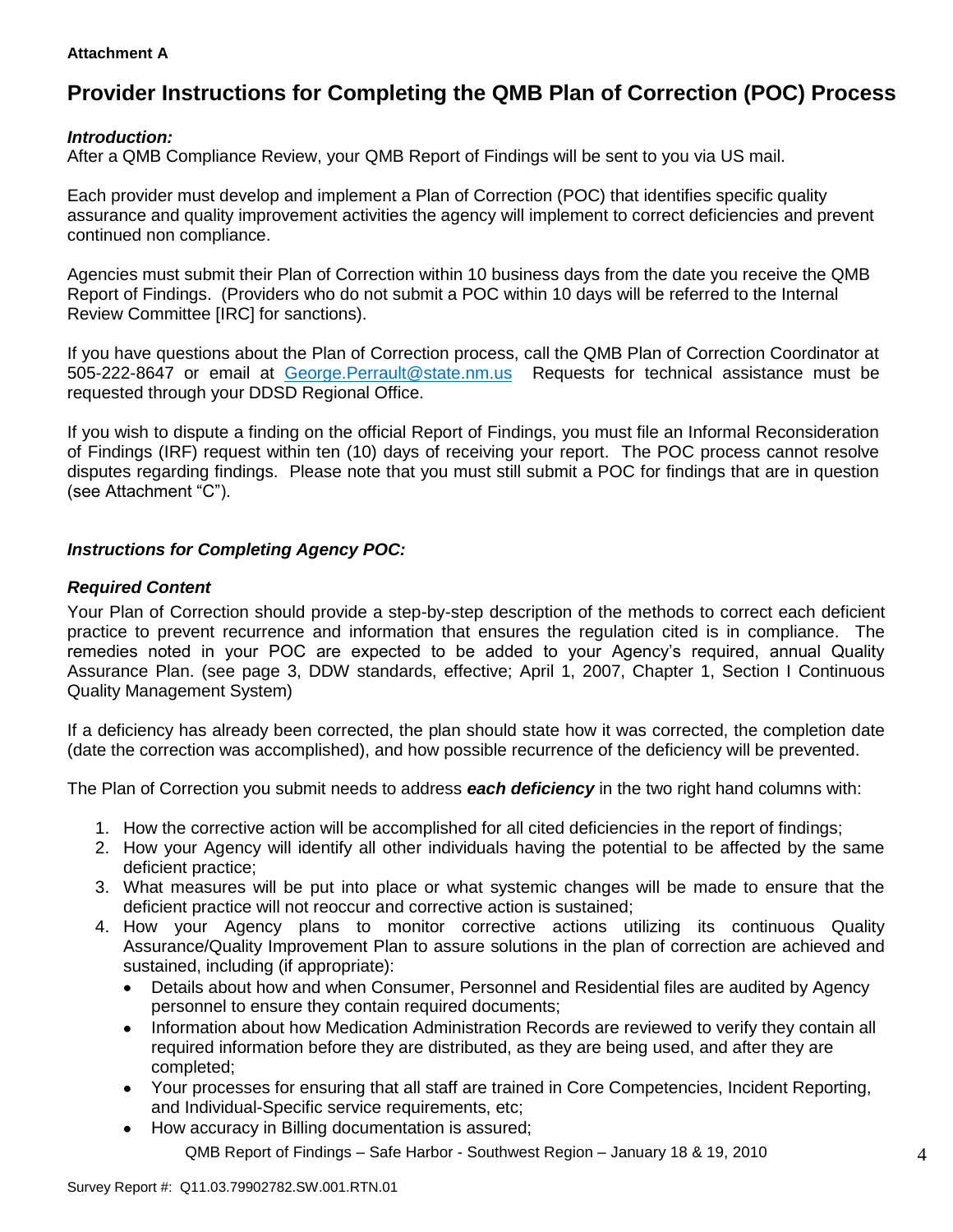**Attachment A**

# Provider Instructions for Completing the QMB Plan of Correction (POC) Process

***Introduction:***
After a QMB Compliance Review, your QMB Report of Findings will be sent to you via US mail.

Each provider must develop and implement a Plan of Correction (POC) that identifies specific quality assurance and quality improvement activities the agency will implement to correct deficiencies and prevent continued non compliance.

Agencies must submit their Plan of Correction within 10 business days from the date you receive the QMB Report of Findings. (Providers who do not submit a POC within 10 days will be referred to the Internal Review Committee [IRC] for sanctions).

If you have questions about the Plan of Correction process, call the QMB Plan of Correction Coordinator at 505-222-8647 or email at George.Perrault@state.nm.us Requests for technical assistance must be requested through your DDSD Regional Office.

If you wish to dispute a finding on the official Report of Findings, you must file an Informal Reconsideration of Findings (IRF) request within ten (10) days of receiving your report. The POC process cannot resolve disputes regarding findings. Please note that you must still submit a POC for findings that are in question (see Attachment "C").

***Instructions for Completing Agency POC:***

***Required Content***
Your Plan of Correction should provide a step-by-step description of the methods to correct each deficient practice to prevent recurrence and information that ensures the regulation cited is in compliance. The remedies noted in your POC are expected to be added to your Agency's required, annual Quality Assurance Plan. (see page 3, DDW standards, effective; April 1, 2007, Chapter 1, Section I Continuous Quality Management System)

If a deficiency has already been corrected, the plan should state how it was corrected, the completion date (date the correction was accomplished), and how possible recurrence of the deficiency will be prevented.

The Plan of Correction you submit needs to address ***each deficiency*** in the two right hand columns with:

1. How the corrective action will be accomplished for all cited deficiencies in the report of findings;
2. How your Agency will identify all other individuals having the potential to be affected by the same deficient practice;
3. What measures will be put into place or what systemic changes will be made to ensure that the deficient practice will not reoccur and corrective action is sustained;
4. How your Agency plans to monitor corrective actions utilizing its continuous Quality Assurance/Quality Improvement Plan to assure solutions in the plan of correction are achieved and sustained, including (if appropriate):
   - Details about how and when Consumer, Personnel and Residential files are audited by Agency personnel to ensure they contain required documents;
   - Information about how Medication Administration Records are reviewed to verify they contain all required information before they are distributed, as they are being used, and after they are completed;
   - Your processes for ensuring that all staff are trained in Core Competencies, Incident Reporting, and Individual-Specific service requirements, etc;
   - How accuracy in Billing documentation is assured;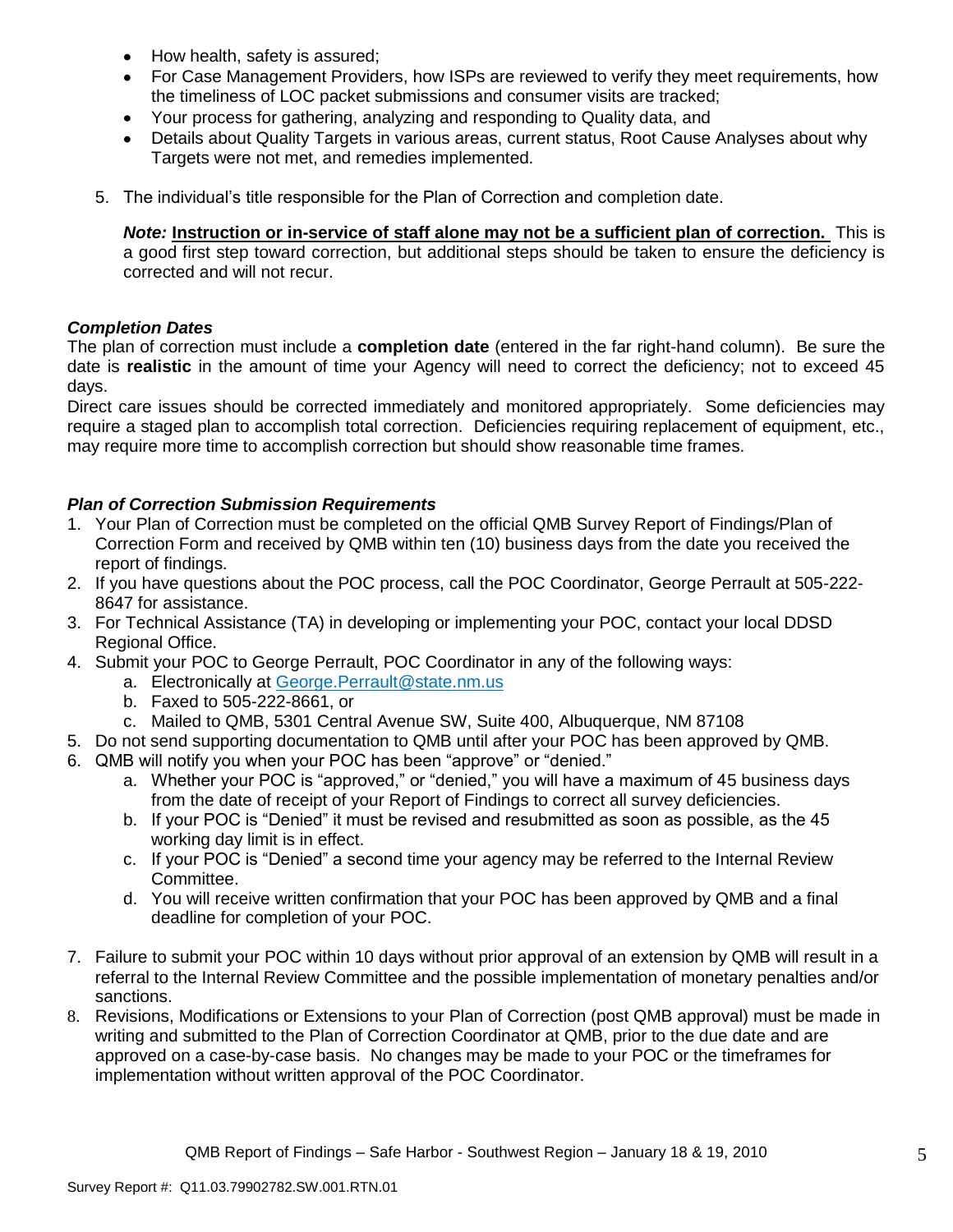- How health, safety is assured;
- For Case Management Providers, how ISPs are reviewed to verify they meet requirements, how the timeliness of LOC packet submissions and consumer visits are tracked;
- Your process for gathering, analyzing and responding to Quality data, and
- Details about Quality Targets in various areas, current status, Root Cause Analyses about why Targets were not met, and remedies implemented.

5. The individual's title responsible for the Plan of Correction and completion date.

   ***Note:*** **Instruction or in-service of staff alone may not be a sufficient plan of correction.** This is a good first step toward correction, but additional steps should be taken to ensure the deficiency is corrected and will not recur.

### *Completion Dates*

The plan of correction must include a **completion date** (entered in the far right-hand column). Be sure the date is **realistic** in the amount of time your Agency will need to correct the deficiency; not to exceed 45 days.

Direct care issues should be corrected immediately and monitored appropriately. Some deficiencies may require a staged plan to accomplish total correction. Deficiencies requiring replacement of equipment, etc., may require more time to accomplish correction but should show reasonable time frames.

### *Plan of Correction Submission Requirements*

1. Your Plan of Correction must be completed on the official QMB Survey Report of Findings/Plan of Correction Form and received by QMB within ten (10) business days from the date you received the report of findings.
2. If you have questions about the POC process, call the POC Coordinator, George Perrault at 505-222-8647 for assistance.
3. For Technical Assistance (TA) in developing or implementing your POC, contact your local DDSD Regional Office.
4. Submit your POC to George Perrault, POC Coordinator in any of the following ways:
   a. Electronically at George.Perrault@state.nm.us
   b. Faxed to 505-222-8661, or
   c. Mailed to QMB, 5301 Central Avenue SW, Suite 400, Albuquerque, NM 87108
5. Do not send supporting documentation to QMB until after your POC has been approved by QMB.
6. QMB will notify you when your POC has been "approve" or "denied."
   a. Whether your POC is "approved," or "denied," you will have a maximum of 45 business days from the date of receipt of your Report of Findings to correct all survey deficiencies.
   b. If your POC is "Denied" it must be revised and resubmitted as soon as possible, as the 45 working day limit is in effect.
   c. If your POC is "Denied" a second time your agency may be referred to the Internal Review Committee.
   d. You will receive written confirmation that your POC has been approved by QMB and a final deadline for completion of your POC.
7. Failure to submit your POC within 10 days without prior approval of an extension by QMB will result in a referral to the Internal Review Committee and the possible implementation of monetary penalties and/or sanctions.
8. Revisions, Modifications or Extensions to your Plan of Correction (post QMB approval) must be made in writing and submitted to the Plan of Correction Coordinator at QMB, prior to the due date and are approved on a case-by-case basis. No changes may be made to your POC or the timeframes for implementation without written approval of the POC Coordinator.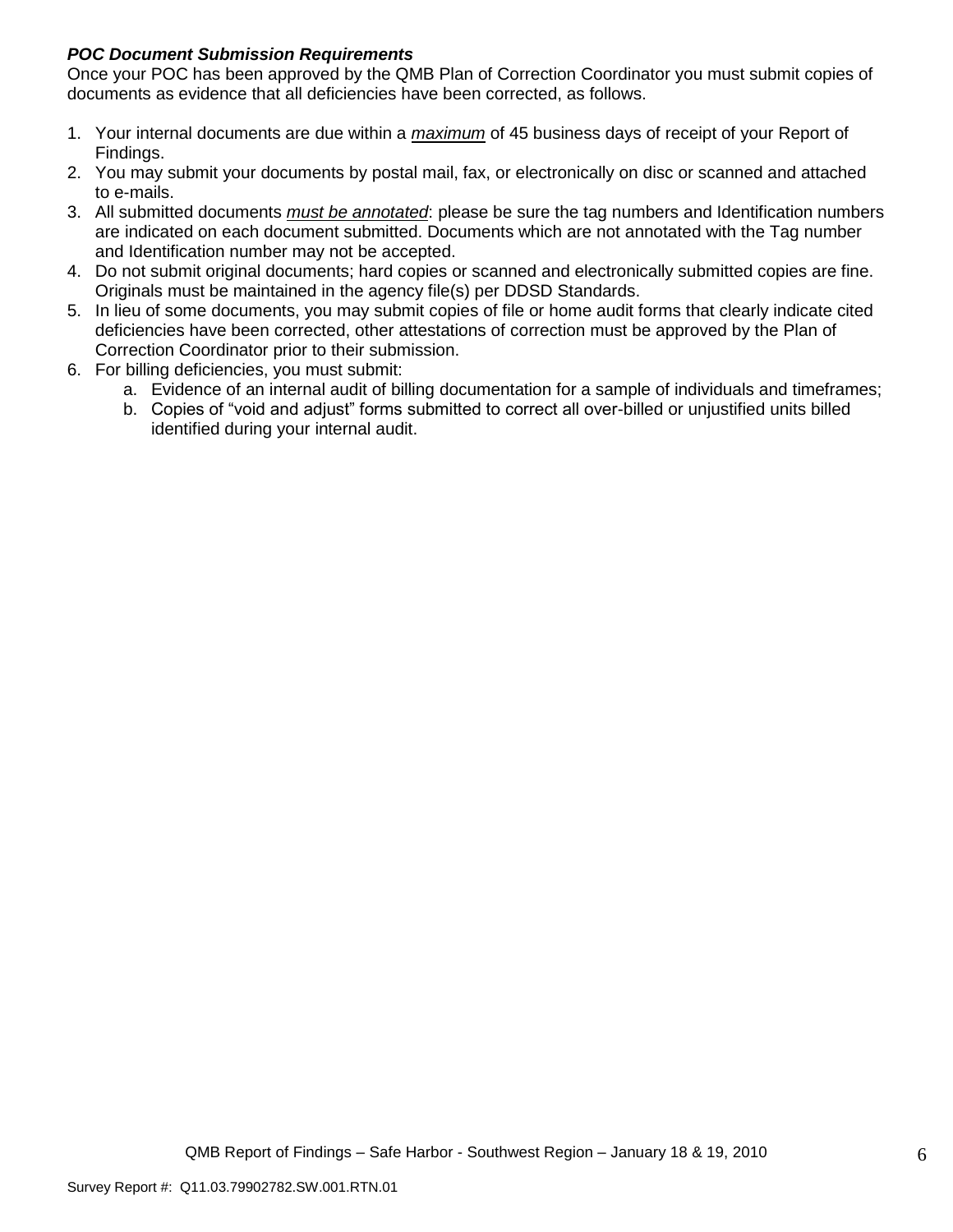***POC Document Submission Requirements***

Once your POC has been approved by the QMB Plan of Correction Coordinator you must submit copies of documents as evidence that all deficiencies have been corrected, as follows.

1. Your internal documents are due within a <u>*maximum*</u> of 45 business days of receipt of your Report of Findings.
2. You may submit your documents by postal mail, fax, or electronically on disc or scanned and attached to e-mails.
3. All submitted documents <u>*must be annotated*</u>: please be sure the tag numbers and Identification numbers are indicated on each document submitted. Documents which are not annotated with the Tag number and Identification number may not be accepted.
4. Do not submit original documents; hard copies or scanned and electronically submitted copies are fine. Originals must be maintained in the agency file(s) per DDSD Standards.
5. In lieu of some documents, you may submit copies of file or home audit forms that clearly indicate cited deficiencies have been corrected, other attestations of correction must be approved by the Plan of Correction Coordinator prior to their submission.
6. For billing deficiencies, you must submit:
   a. Evidence of an internal audit of billing documentation for a sample of individuals and timeframes;
   b. Copies of "void and adjust" forms submitted to correct all over-billed or unjustified units billed identified during your internal audit.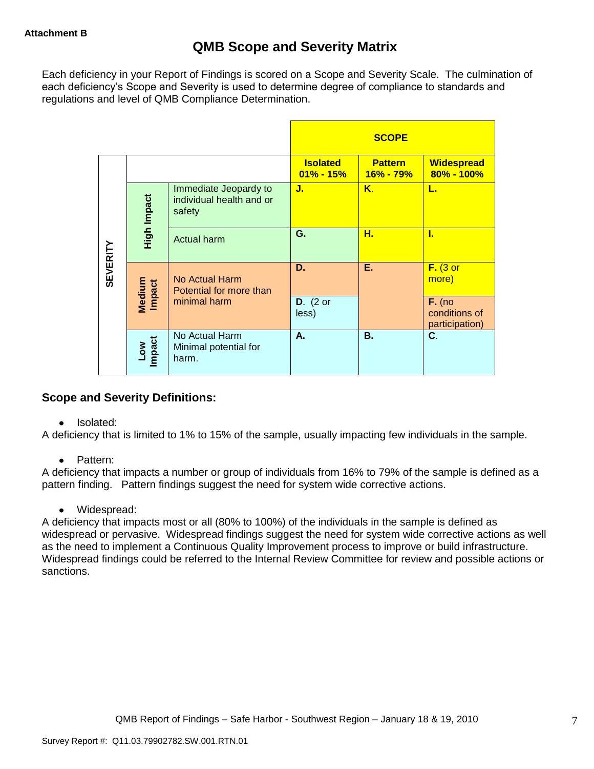**Attachment B**

# QMB Scope and Severity Matrix

Each deficiency in your Report of Findings is scored on a Scope and Severity Scale. The culmination of each deficiency's Scope and Severity is used to determine degree of compliance to standards and regulations and level of QMB Compliance Determination.

| | | | SCOPE | | |
|---|---|---|---|---|---|
| | | | **Isolated 01% - 15%** | **Pattern 16% - 79%** | **Widespread 80% - 100%** |
| SEVERITY | High Impact | Immediate Jeopardy to individual health and or safety | **J.** | **K.** | **L.** |
| | | Actual harm | **G.** | **H.** | **I.** |
| | Medium Impact | No Actual Harm Potential for more than minimal harm | **D.** | **E.** | **F.** (3 or more) |
| | | | **D.** (2 or less) | | **F.** (no conditions of participation) |
| | Low Impact | No Actual Harm Minimal potential for harm. | **A.** | **B.** | **C.** |

## Scope and Severity Definitions:

- Isolated:

A deficiency that is limited to 1% to 15% of the sample, usually impacting few individuals in the sample.

- Pattern:

A deficiency that impacts a number or group of individuals from 16% to 79% of the sample is defined as a pattern finding. Pattern findings suggest the need for system wide corrective actions.

- Widespread:

A deficiency that impacts most or all (80% to 100%) of the individuals in the sample is defined as widespread or pervasive. Widespread findings suggest the need for system wide corrective actions as well as the need to implement a Continuous Quality Improvement process to improve or build infrastructure. Widespread findings could be referred to the Internal Review Committee for review and possible actions or sanctions.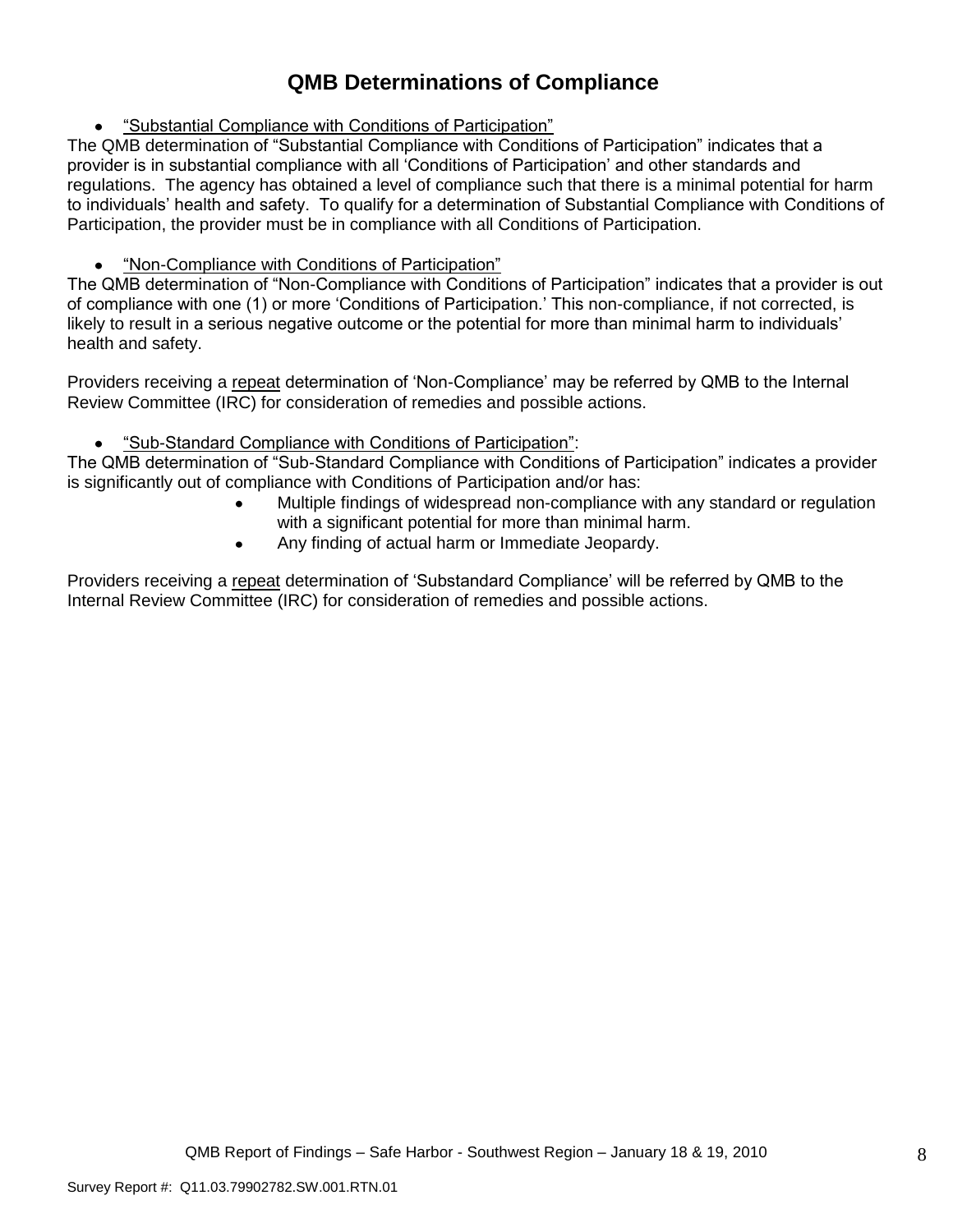# QMB Determinations of Compliance

- "Substantial Compliance with Conditions of Participation"

The QMB determination of "Substantial Compliance with Conditions of Participation" indicates that a provider is in substantial compliance with all 'Conditions of Participation' and other standards and regulations. The agency has obtained a level of compliance such that there is a minimal potential for harm to individuals' health and safety. To qualify for a determination of Substantial Compliance with Conditions of Participation, the provider must be in compliance with all Conditions of Participation.

- "Non-Compliance with Conditions of Participation"

The QMB determination of "Non-Compliance with Conditions of Participation" indicates that a provider is out of compliance with one (1) or more 'Conditions of Participation.' This non-compliance, if not corrected, is likely to result in a serious negative outcome or the potential for more than minimal harm to individuals' health and safety.

Providers receiving a repeat determination of 'Non-Compliance' may be referred by QMB to the Internal Review Committee (IRC) for consideration of remedies and possible actions.

- "Sub-Standard Compliance with Conditions of Participation":

The QMB determination of "Sub-Standard Compliance with Conditions of Participation" indicates a provider is significantly out of compliance with Conditions of Participation and/or has:

- Multiple findings of widespread non-compliance with any standard or regulation with a significant potential for more than minimal harm.
- Any finding of actual harm or Immediate Jeopardy.

Providers receiving a repeat determination of 'Substandard Compliance' will be referred by QMB to the Internal Review Committee (IRC) for consideration of remedies and possible actions.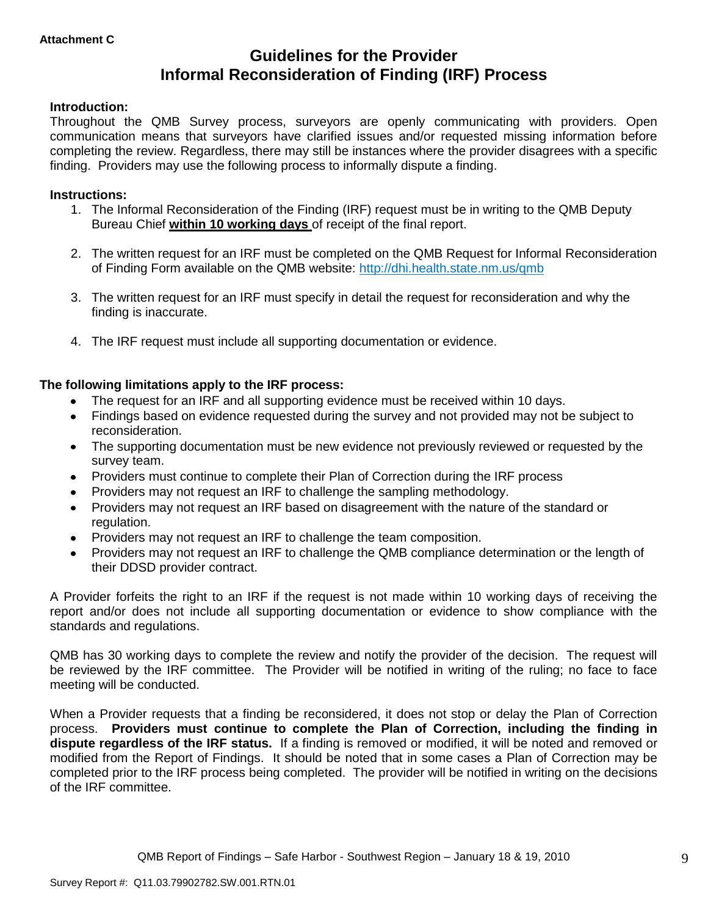**Attachment C**

# Guidelines for the Provider Informal Reconsideration of Finding (IRF) Process

**Introduction:**

Throughout the QMB Survey process, surveyors are openly communicating with providers. Open communication means that surveyors have clarified issues and/or requested missing information before completing the review. Regardless, there may still be instances where the provider disagrees with a specific finding. Providers may use the following process to informally dispute a finding.

**Instructions:**

1. The Informal Reconsideration of the Finding (IRF) request must be in writing to the QMB Deputy Bureau Chief **within 10 working days** of receipt of the final report.
2. The written request for an IRF must be completed on the QMB Request for Informal Reconsideration of Finding Form available on the QMB website: http://dhi.health.state.nm.us/qmb
3. The written request for an IRF must specify in detail the request for reconsideration and why the finding is inaccurate.
4. The IRF request must include all supporting documentation or evidence.

**The following limitations apply to the IRF process:**

- The request for an IRF and all supporting evidence must be received within 10 days.
- Findings based on evidence requested during the survey and not provided may not be subject to reconsideration.
- The supporting documentation must be new evidence not previously reviewed or requested by the survey team.
- Providers must continue to complete their Plan of Correction during the IRF process
- Providers may not request an IRF to challenge the sampling methodology.
- Providers may not request an IRF based on disagreement with the nature of the standard or regulation.
- Providers may not request an IRF to challenge the team composition.
- Providers may not request an IRF to challenge the QMB compliance determination or the length of their DDSD provider contract.

A Provider forfeits the right to an IRF if the request is not made within 10 working days of receiving the report and/or does not include all supporting documentation or evidence to show compliance with the standards and regulations.

QMB has 30 working days to complete the review and notify the provider of the decision. The request will be reviewed by the IRF committee. The Provider will be notified in writing of the ruling; no face to face meeting will be conducted.

When a Provider requests that a finding be reconsidered, it does not stop or delay the Plan of Correction process. **Providers must continue to complete the Plan of Correction, including the finding in dispute regardless of the IRF status.** If a finding is removed or modified, it will be noted and removed or modified from the Report of Findings. It should be noted that in some cases a Plan of Correction may be completed prior to the IRF process being completed. The provider will be notified in writing on the decisions of the IRF committee.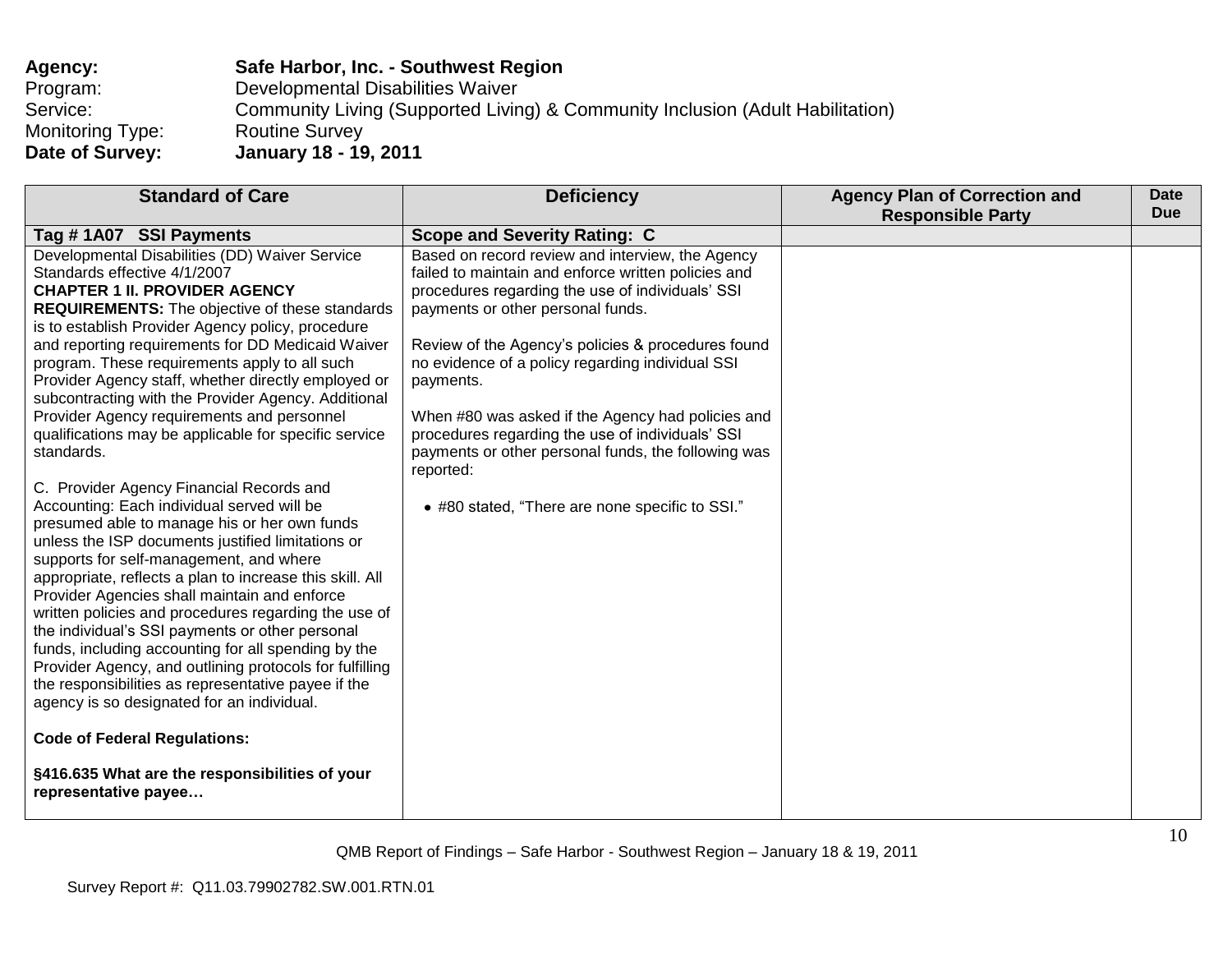**Agency:** **Safe Harbor, Inc. - Southwest Region**
Program: Developmental Disabilities Waiver
Service: Community Living (Supported Living) & Community Inclusion (Adult Habilitation)
Monitoring Type: Routine Survey
**Date of Survey:** **January 18 - 19, 2011**

| Standard of Care | Deficiency | Agency Plan of Correction and Responsible Party | Date Due |
|---|---|---|---|
| **Tag # 1A07 SSI Payments** | **Scope and Severity Rating: C** | | |
| Developmental Disabilities (DD) Waiver Service Standards effective 4/1/2007<br>**CHAPTER 1 II. PROVIDER AGENCY REQUIREMENTS:** The objective of these standards is to establish Provider Agency policy, procedure and reporting requirements for DD Medicaid Waiver program. These requirements apply to all such Provider Agency staff, whether directly employed or subcontracting with the Provider Agency. Additional Provider Agency requirements and personnel qualifications may be applicable for specific service standards.<br><br>C. Provider Agency Financial Records and Accounting: Each individual served will be presumed able to manage his or her own funds unless the ISP documents justified limitations or supports for self-management, and where appropriate, reflects a plan to increase this skill. All Provider Agencies shall maintain and enforce written policies and procedures regarding the use of the individual's SSI payments or other personal funds, including accounting for all spending by the Provider Agency, and outlining protocols for fulfilling the responsibilities as representative payee if the agency is so designated for an individual.<br><br>**Code of Federal Regulations:**<br><br>**§416.635 What are the responsibilities of your representative payee…** | Based on record review and interview, the Agency failed to maintain and enforce written policies and procedures regarding the use of individuals' SSI payments or other personal funds.<br><br>Review of the Agency's policies & procedures found no evidence of a policy regarding individual SSI payments.<br><br>When #80 was asked if the Agency had policies and procedures regarding the use of individuals' SSI payments or other personal funds, the following was reported:<br><br>• #80 stated, "There are none specific to SSI." | | |

QMB Report of Findings – Safe Harbor - Southwest Region – January 18 & 19, 2011

Survey Report #: Q11.03.79902782.SW.001.RTN.01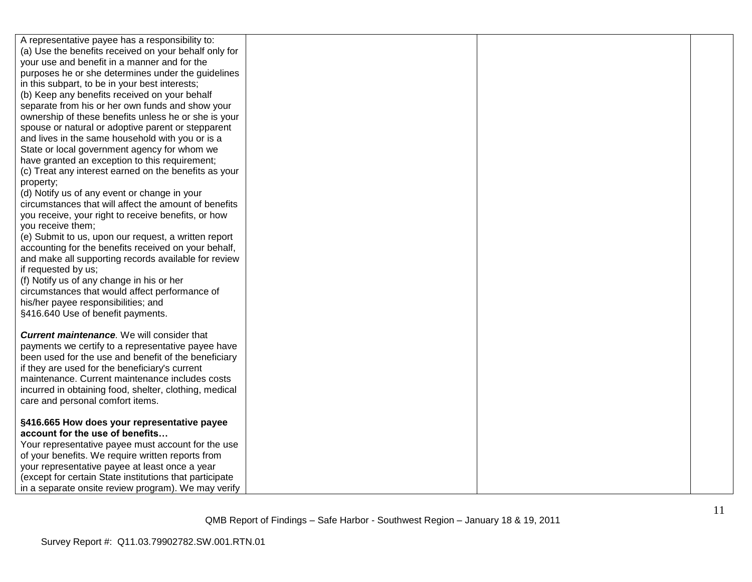| | | | |
|---|---|---|---|
| A representative payee has a responsibility to:<br>(a) Use the benefits received on your behalf only for your use and benefit in a manner and for the purposes he or she determines under the guidelines in this subpart, to be in your best interests;<br>(b) Keep any benefits received on your behalf separate from his or her own funds and show your ownership of these benefits unless he or she is your spouse or natural or adoptive parent or stepparent and lives in the same household with you or is a State or local government agency for whom we have granted an exception to this requirement;<br>(c) Treat any interest earned on the benefits as your property;<br>(d) Notify us of any event or change in your circumstances that will affect the amount of benefits you receive, your right to receive benefits, or how you receive them;<br>(e) Submit to us, upon our request, a written report accounting for the benefits received on your behalf, and make all supporting records available for review if requested by us;<br>(f) Notify us of any change in his or her circumstances that would affect performance of his/her payee responsibilities; and<br>§416.640 Use of benefit payments.<br><br>***Current maintenance***. We will consider that payments we certify to a representative payee have been used for the use and benefit of the beneficiary if they are used for the beneficiary's current maintenance. Current maintenance includes costs incurred in obtaining food, shelter, clothing, medical care and personal comfort items.<br><br>**§416.665 How does your representative payee account for the use of benefits…**<br>Your representative payee must account for the use of your benefits. We require written reports from your representative payee at least once a year (except for certain State institutions that participate in a separate onsite review program). We may verify | | | |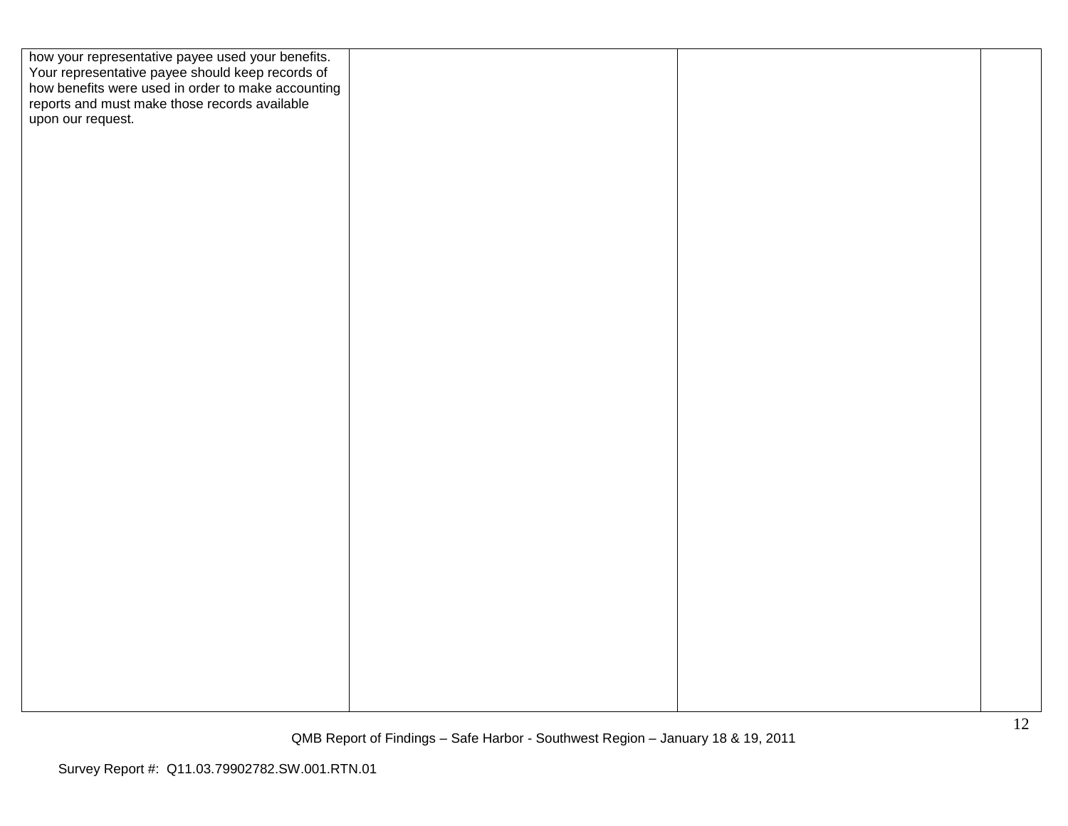| | | | |
|---|---|---|---|
| how your representative payee used your benefits. Your representative payee should keep records of how benefits were used in order to make accounting reports and must make those records available upon our request. | | | |

QMB Report of Findings – Safe Harbor - Southwest Region – January 18 & 19, 2011

Survey Report #: Q11.03.79902782.SW.001.RTN.01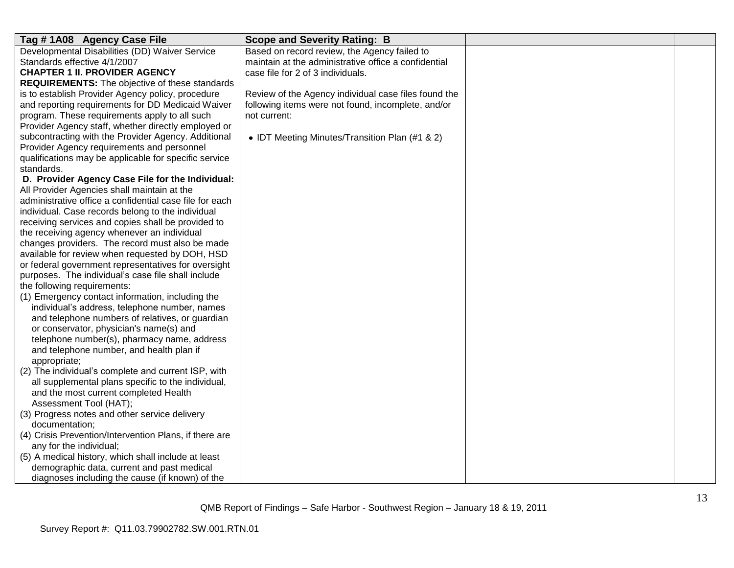| Tag # 1A08 Agency Case File | Scope and Severity Rating: B | | |
|---|---|---|---|
| Developmental Disabilities (DD) Waiver Service Standards effective 4/1/2007<br>**CHAPTER 1 II. PROVIDER AGENCY REQUIREMENTS:** The objective of these standards is to establish Provider Agency policy, procedure and reporting requirements for DD Medicaid Waiver program. These requirements apply to all such Provider Agency staff, whether directly employed or subcontracting with the Provider Agency. Additional Provider Agency requirements and personnel qualifications may be applicable for specific service standards.<br>**D. Provider Agency Case File for the Individual:** All Provider Agencies shall maintain at the administrative office a confidential case file for each individual. Case records belong to the individual receiving services and copies shall be provided to the receiving agency whenever an individual changes providers. The record must also be made available for review when requested by DOH, HSD or federal government representatives for oversight purposes. The individual's case file shall include the following requirements:<br>(1) Emergency contact information, including the individual's address, telephone number, names and telephone numbers of relatives, or guardian or conservator, physician's name(s) and telephone number(s), pharmacy name, address and telephone number, and health plan if appropriate;<br>(2) The individual's complete and current ISP, with all supplemental plans specific to the individual, and the most current completed Health Assessment Tool (HAT);<br>(3) Progress notes and other service delivery documentation;<br>(4) Crisis Prevention/Intervention Plans, if there are any for the individual;<br>(5) A medical history, which shall include at least demographic data, current and past medical diagnoses including the cause (if known) of the | Based on record review, the Agency failed to maintain at the administrative office a confidential case file for 2 of 3 individuals.<br><br>Review of the Agency individual case files found the following items were not found, incomplete, and/or not current:<br><br>• IDT Meeting Minutes/Transition Plan (#1 & 2) | | |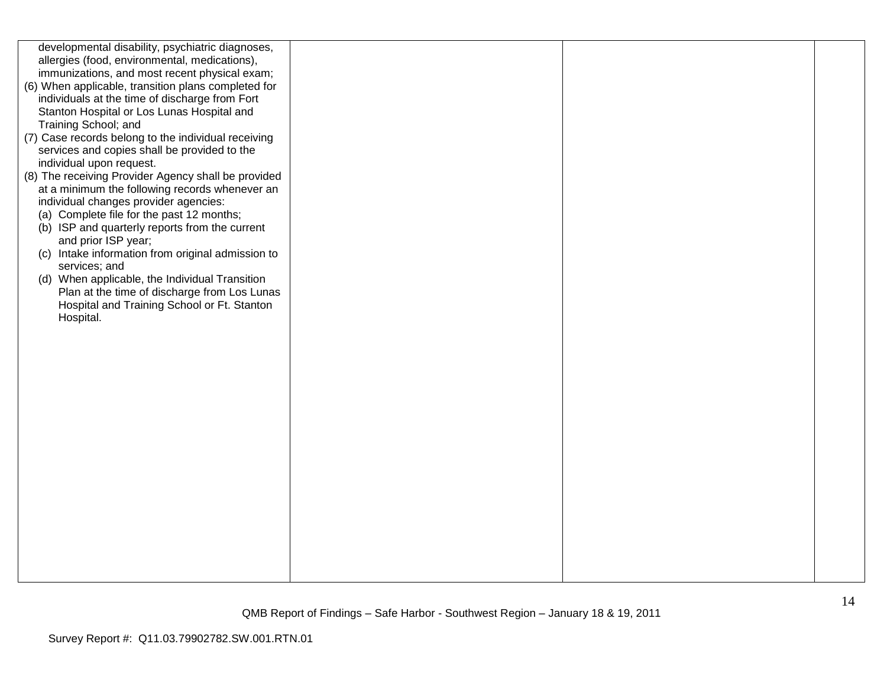| | | | |
|---|---|---|---|
| developmental disability, psychiatric diagnoses, allergies (food, environmental, medications), immunizations, and most recent physical exam;<br>(6) When applicable, transition plans completed for individuals at the time of discharge from Fort Stanton Hospital or Los Lunas Hospital and Training School; and<br>(7) Case records belong to the individual receiving services and copies shall be provided to the individual upon request.<br>(8) The receiving Provider Agency shall be provided at a minimum the following records whenever an individual changes provider agencies:<br>(a) Complete file for the past 12 months;<br>(b) ISP and quarterly reports from the current and prior ISP year;<br>(c) Intake information from original admission to services; and<br>(d) When applicable, the Individual Transition Plan at the time of discharge from Los Lunas Hospital and Training School or Ft. Stanton Hospital. | | | |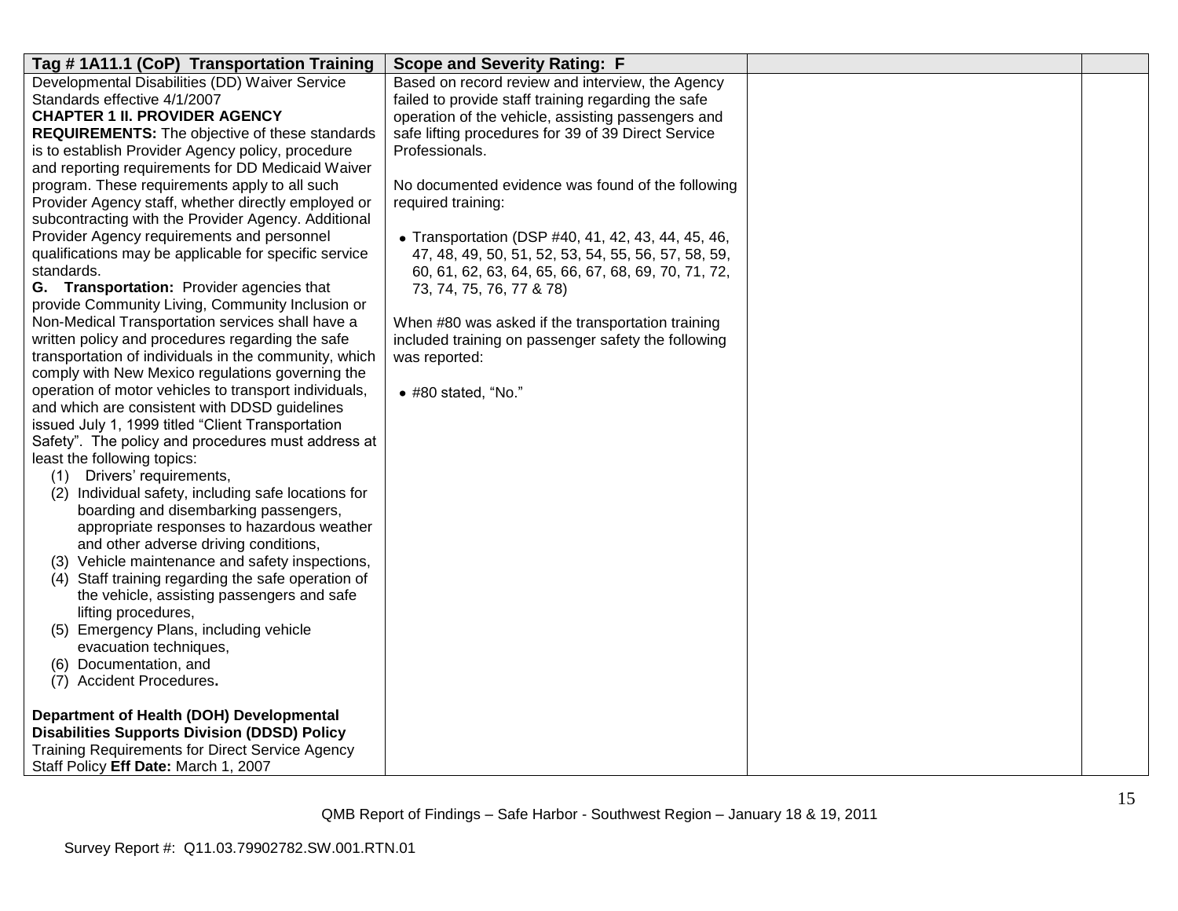| Tag # 1A11.1 (CoP) Transportation Training | Scope and Severity Rating: F | | |
|---|---|---|---|
| Developmental Disabilities (DD) Waiver Service Standards effective 4/1/2007<br>**CHAPTER 1 II. PROVIDER AGENCY REQUIREMENTS:** The objective of these standards is to establish Provider Agency policy, procedure and reporting requirements for DD Medicaid Waiver program. These requirements apply to all such Provider Agency staff, whether directly employed or subcontracting with the Provider Agency. Additional Provider Agency requirements and personnel qualifications may be applicable for specific service standards.<br>**G. Transportation:** Provider agencies that provide Community Living, Community Inclusion or Non-Medical Transportation services shall have a written policy and procedures regarding the safe transportation of individuals in the community, which comply with New Mexico regulations governing the operation of motor vehicles to transport individuals, and which are consistent with DDSD guidelines issued July 1, 1999 titled "Client Transportation Safety". The policy and procedures must address at least the following topics:<br>(1) Drivers' requirements,<br>(2) Individual safety, including safe locations for boarding and disembarking passengers, appropriate responses to hazardous weather and other adverse driving conditions,<br>(3) Vehicle maintenance and safety inspections,<br>(4) Staff training regarding the safe operation of the vehicle, assisting passengers and safe lifting procedures,<br>(5) Emergency Plans, including vehicle evacuation techniques,<br>(6) Documentation, and<br>(7) Accident Procedures**.**<br><br>**Department of Health (DOH) Developmental Disabilities Supports Division (DDSD) Policy** Training Requirements for Direct Service Agency Staff Policy **Eff Date:** March 1, 2007 | Based on record review and interview, the Agency failed to provide staff training regarding the safe operation of the vehicle, assisting passengers and safe lifting procedures for 39 of 39 Direct Service Professionals.<br><br>No documented evidence was found of the following required training:<br><br>• Transportation (DSP #40, 41, 42, 43, 44, 45, 46, 47, 48, 49, 50, 51, 52, 53, 54, 55, 56, 57, 58, 59, 60, 61, 62, 63, 64, 65, 66, 67, 68, 69, 70, 71, 72, 73, 74, 75, 76, 77 & 78)<br><br>When #80 was asked if the transportation training included training on passenger safety the following was reported:<br><br>• #80 stated, "No." | | |

QMB Report of Findings – Safe Harbor - Southwest Region – January 18 & 19, 2011

Survey Report #: Q11.03.79902782.SW.001.RTN.01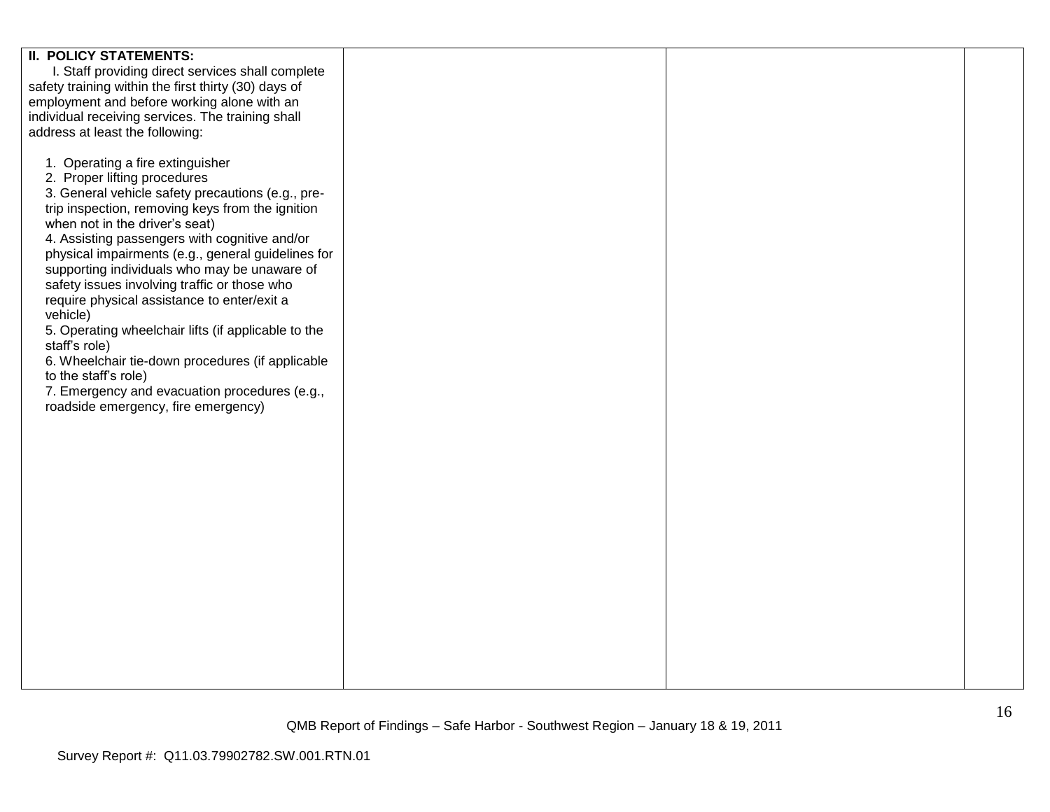| **II. POLICY STATEMENTS:**<br>I. Staff providing direct services shall complete safety training within the first thirty (30) days of employment and before working alone with an individual receiving services. The training shall address at least the following:<br><br>1. Operating a fire extinguisher<br>2. Proper lifting procedures<br>3. General vehicle safety precautions (e.g., pre-trip inspection, removing keys from the ignition when not in the driver's seat)<br>4. Assisting passengers with cognitive and/or physical impairments (e.g., general guidelines for supporting individuals who may be unaware of safety issues involving traffic or those who require physical assistance to enter/exit a vehicle)<br>5. Operating wheelchair lifts (if applicable to the staff's role)<br>6. Wheelchair tie-down procedures (if applicable to the staff's role)<br>7. Emergency and evacuation procedures (e.g., roadside emergency, fire emergency) | | | |
|---|---|---|---|

QMB Report of Findings – Safe Harbor - Southwest Region – January 18 & 19, 2011

Survey Report #: Q11.03.79902782.SW.001.RTN.01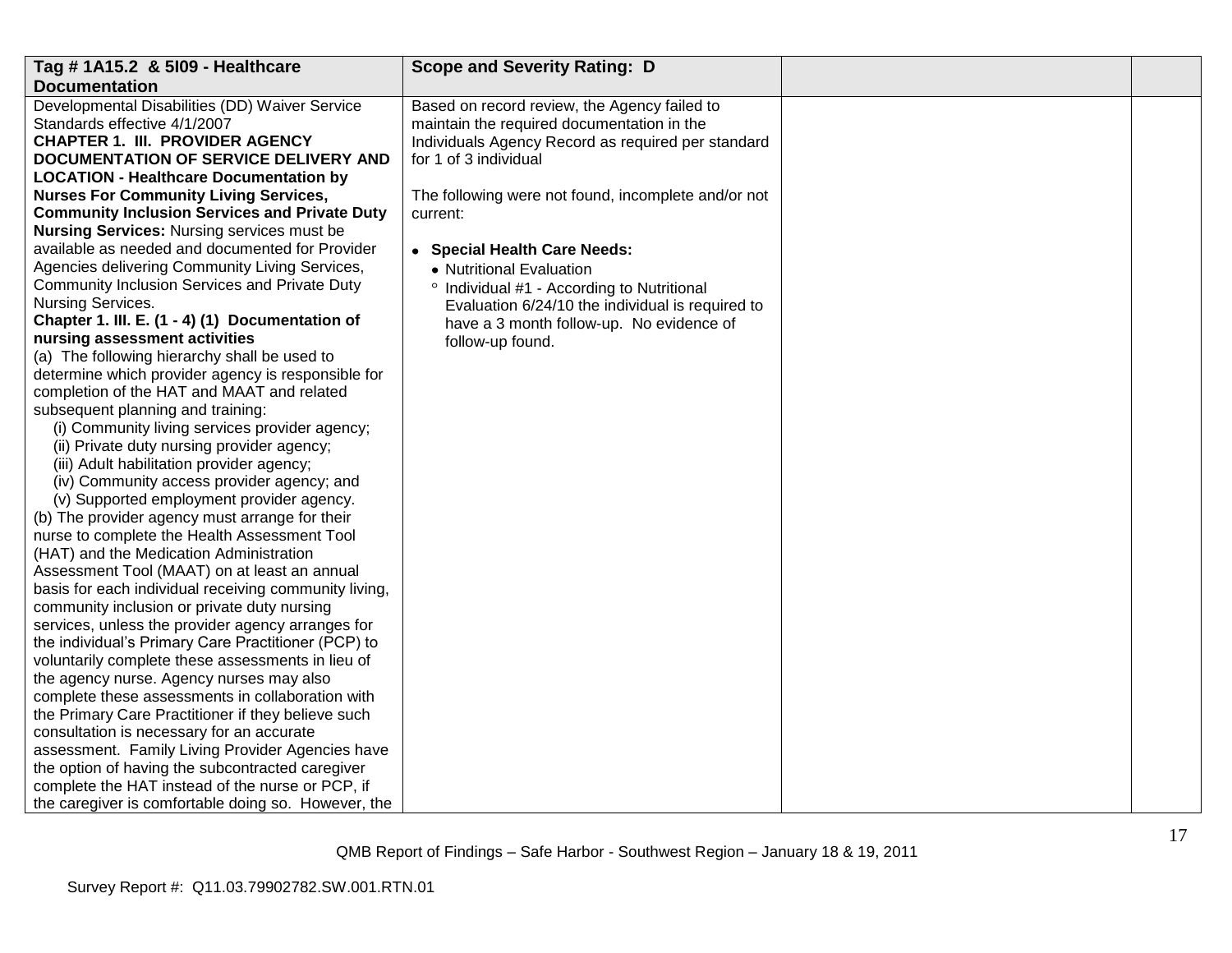| Tag # 1A15.2 & 5I09 - Healthcare Documentation | Scope and Severity Rating: D | | |
|---|---|---|---|
| Developmental Disabilities (DD) Waiver Service Standards effective 4/1/2007<br>**CHAPTER 1. III. PROVIDER AGENCY DOCUMENTATION OF SERVICE DELIVERY AND LOCATION - Healthcare Documentation by Nurses For Community Living Services, Community Inclusion Services and Private Duty Nursing Services:** Nursing services must be available as needed and documented for Provider Agencies delivering Community Living Services, Community Inclusion Services and Private Duty Nursing Services.<br>**Chapter 1. III. E. (1 - 4) (1) Documentation of nursing assessment activities**<br>(a) The following hierarchy shall be used to determine which provider agency is responsible for completion of the HAT and MAAT and related subsequent planning and training:<br>(i) Community living services provider agency;<br>(ii) Private duty nursing provider agency;<br>(iii) Adult habilitation provider agency;<br>(iv) Community access provider agency; and<br>(v) Supported employment provider agency.<br>(b) The provider agency must arrange for their nurse to complete the Health Assessment Tool (HAT) and the Medication Administration Assessment Tool (MAAT) on at least an annual basis for each individual receiving community living, community inclusion or private duty nursing services, unless the provider agency arranges for the individual's Primary Care Practitioner (PCP) to voluntarily complete these assessments in lieu of the agency nurse. Agency nurses may also complete these assessments in collaboration with the Primary Care Practitioner if they believe such consultation is necessary for an accurate assessment. Family Living Provider Agencies have the option of having the subcontracted caregiver complete the HAT instead of the nurse or PCP, if the caregiver is comfortable doing so. However, the | Based on record review, the Agency failed to maintain the required documentation in the Individuals Agency Record as required per standard for 1 of 3 individual<br><br>The following were not found, incomplete and/or not current:<br><br>• **Special Health Care Needs:**<br>• Nutritional Evaluation<br>° Individual #1 - According to Nutritional Evaluation 6/24/10 the individual is required to have a 3 month follow-up. No evidence of follow-up found. | | |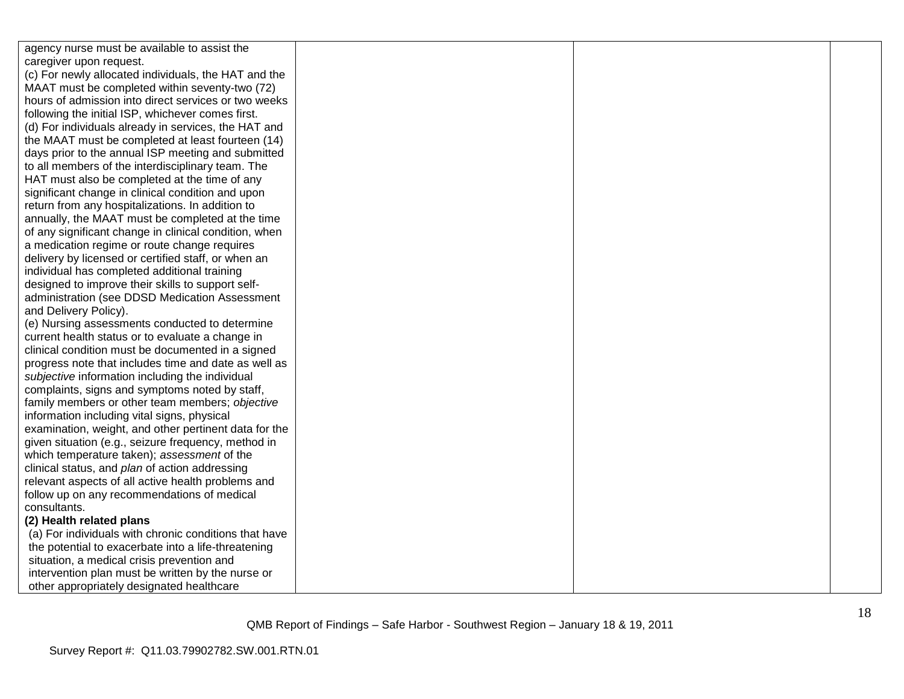| | | | |
|---|---|---|---|
| agency nurse must be available to assist the caregiver upon request.<br>(c) For newly allocated individuals, the HAT and the MAAT must be completed within seventy-two (72) hours of admission into direct services or two weeks following the initial ISP, whichever comes first.<br>(d) For individuals already in services, the HAT and the MAAT must be completed at least fourteen (14) days prior to the annual ISP meeting and submitted to all members of the interdisciplinary team. The HAT must also be completed at the time of any significant change in clinical condition and upon return from any hospitalizations. In addition to annually, the MAAT must be completed at the time of any significant change in clinical condition, when a medication regime or route change requires delivery by licensed or certified staff, or when an individual has completed additional training designed to improve their skills to support self-administration (see DDSD Medication Assessment and Delivery Policy).<br>(e) Nursing assessments conducted to determine current health status or to evaluate a change in clinical condition must be documented in a signed progress note that includes time and date as well as *subjective* information including the individual complaints, signs and symptoms noted by staff, family members or other team members; *objective* information including vital signs, physical examination, weight, and other pertinent data for the given situation (e.g., seizure frequency, method in which temperature taken); *assessment* of the clinical status, and *plan* of action addressing relevant aspects of all active health problems and follow up on any recommendations of medical consultants.<br>**(2) Health related plans**<br>(a) For individuals with chronic conditions that have the potential to exacerbate into a life-threatening situation, a medical crisis prevention and intervention plan must be written by the nurse or other appropriately designated healthcare | | | |

QMB Report of Findings – Safe Harbor - Southwest Region – January 18 & 19, 2011

Survey Report #: Q11.03.79902782.SW.001.RTN.01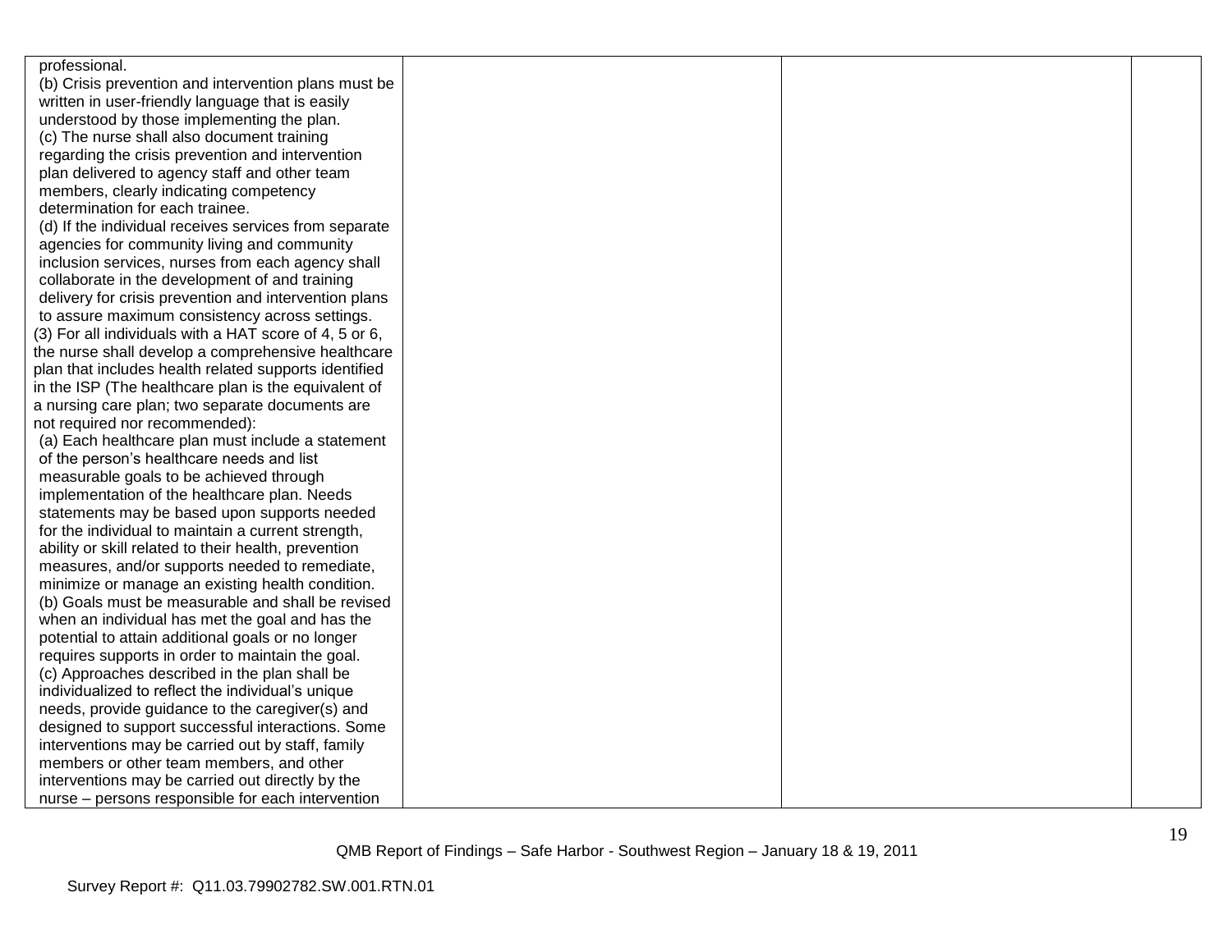| | | | |
|---|---|---|---|
| professional.<br>(b) Crisis prevention and intervention plans must be written in user-friendly language that is easily understood by those implementing the plan.<br>(c) The nurse shall also document training regarding the crisis prevention and intervention plan delivered to agency staff and other team members, clearly indicating competency determination for each trainee.<br>(d) If the individual receives services from separate agencies for community living and community inclusion services, nurses from each agency shall collaborate in the development of and training delivery for crisis prevention and intervention plans to assure maximum consistency across settings.<br>(3) For all individuals with a HAT score of 4, 5 or 6, the nurse shall develop a comprehensive healthcare plan that includes health related supports identified in the ISP (The healthcare plan is the equivalent of a nursing care plan; two separate documents are not required nor recommended):<br>(a) Each healthcare plan must include a statement of the person's healthcare needs and list measurable goals to be achieved through implementation of the healthcare plan. Needs statements may be based upon supports needed for the individual to maintain a current strength, ability or skill related to their health, prevention measures, and/or supports needed to remediate, minimize or manage an existing health condition.<br>(b) Goals must be measurable and shall be revised when an individual has met the goal and has the potential to attain additional goals or no longer requires supports in order to maintain the goal.<br>(c) Approaches described in the plan shall be individualized to reflect the individual's unique needs, provide guidance to the caregiver(s) and designed to support successful interactions. Some interventions may be carried out by staff, family members or other team members, and other interventions may be carried out directly by the nurse – persons responsible for each intervention | | | |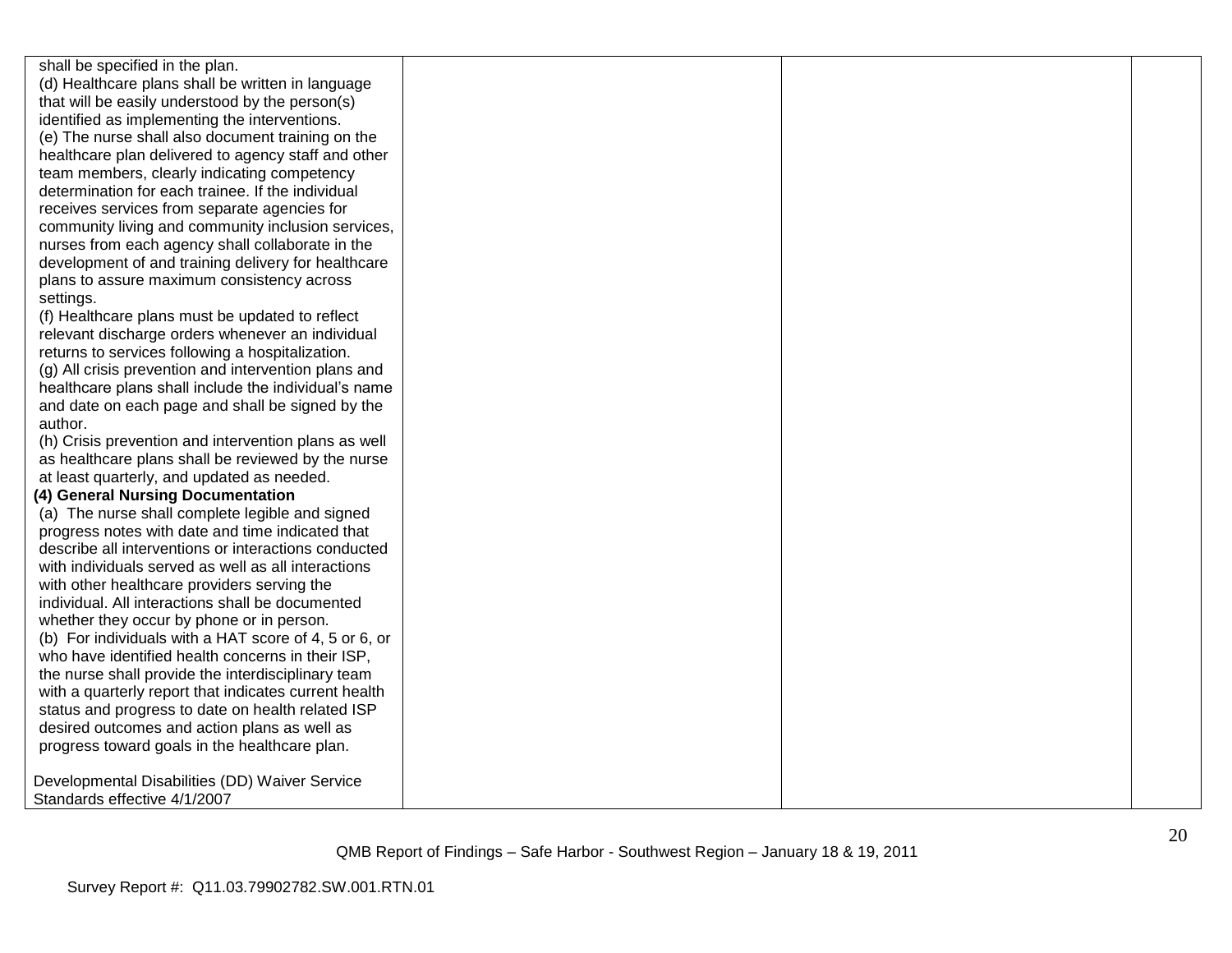| | | | |
|---|---|---|---|
| shall be specified in the plan.<br>(d) Healthcare plans shall be written in language that will be easily understood by the person(s) identified as implementing the interventions.<br>(e) The nurse shall also document training on the healthcare plan delivered to agency staff and other team members, clearly indicating competency determination for each trainee. If the individual receives services from separate agencies for community living and community inclusion services, nurses from each agency shall collaborate in the development of and training delivery for healthcare plans to assure maximum consistency across settings.<br>(f) Healthcare plans must be updated to reflect relevant discharge orders whenever an individual returns to services following a hospitalization.<br>(g) All crisis prevention and intervention plans and healthcare plans shall include the individual's name and date on each page and shall be signed by the author.<br>(h) Crisis prevention and intervention plans as well as healthcare plans shall be reviewed by the nurse at least quarterly, and updated as needed.<br>**(4) General Nursing Documentation**<br>(a) The nurse shall complete legible and signed progress notes with date and time indicated that describe all interventions or interactions conducted with individuals served as well as all interactions with other healthcare providers serving the individual. All interactions shall be documented whether they occur by phone or in person.<br>(b) For individuals with a HAT score of 4, 5 or 6, or who have identified health concerns in their ISP, the nurse shall provide the interdisciplinary team with a quarterly report that indicates current health status and progress to date on health related ISP desired outcomes and action plans as well as progress toward goals in the healthcare plan.<br><br>Developmental Disabilities (DD) Waiver Service Standards effective 4/1/2007 | | | |

QMB Report of Findings – Safe Harbor - Southwest Region – January 18 & 19, 2011

Survey Report #: Q11.03.79902782.SW.001.RTN.01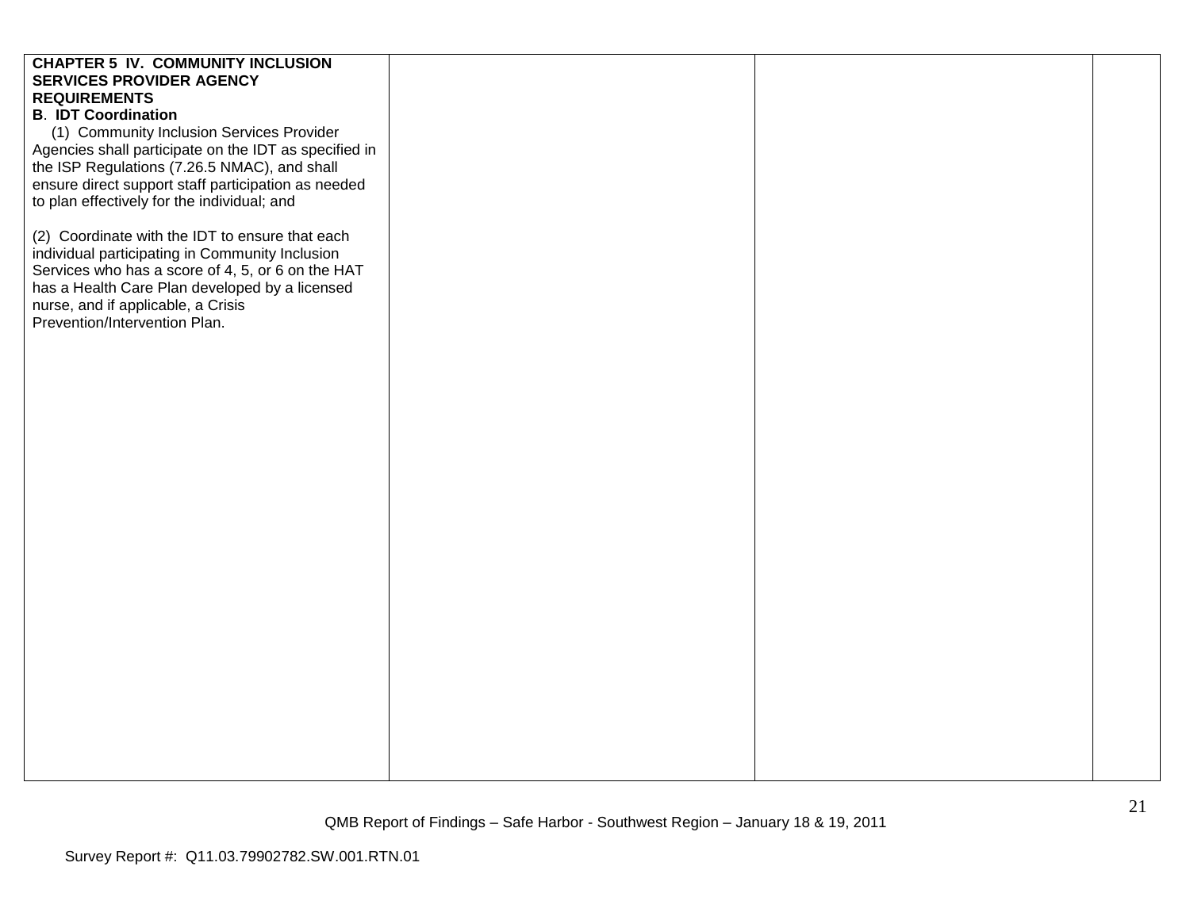| | | | |
|---|---|---|---|
| **CHAPTER 5 IV. COMMUNITY INCLUSION SERVICES PROVIDER AGENCY REQUIREMENTS**<br>**B. IDT Coordination**<br>(1) Community Inclusion Services Provider Agencies shall participate on the IDT as specified in the ISP Regulations (7.26.5 NMAC), and shall ensure direct support staff participation as needed to plan effectively for the individual; and<br><br>(2) Coordinate with the IDT to ensure that each individual participating in Community Inclusion Services who has a score of 4, 5, or 6 on the HAT has a Health Care Plan developed by a licensed nurse, and if applicable, a Crisis Prevention/Intervention Plan. | | | |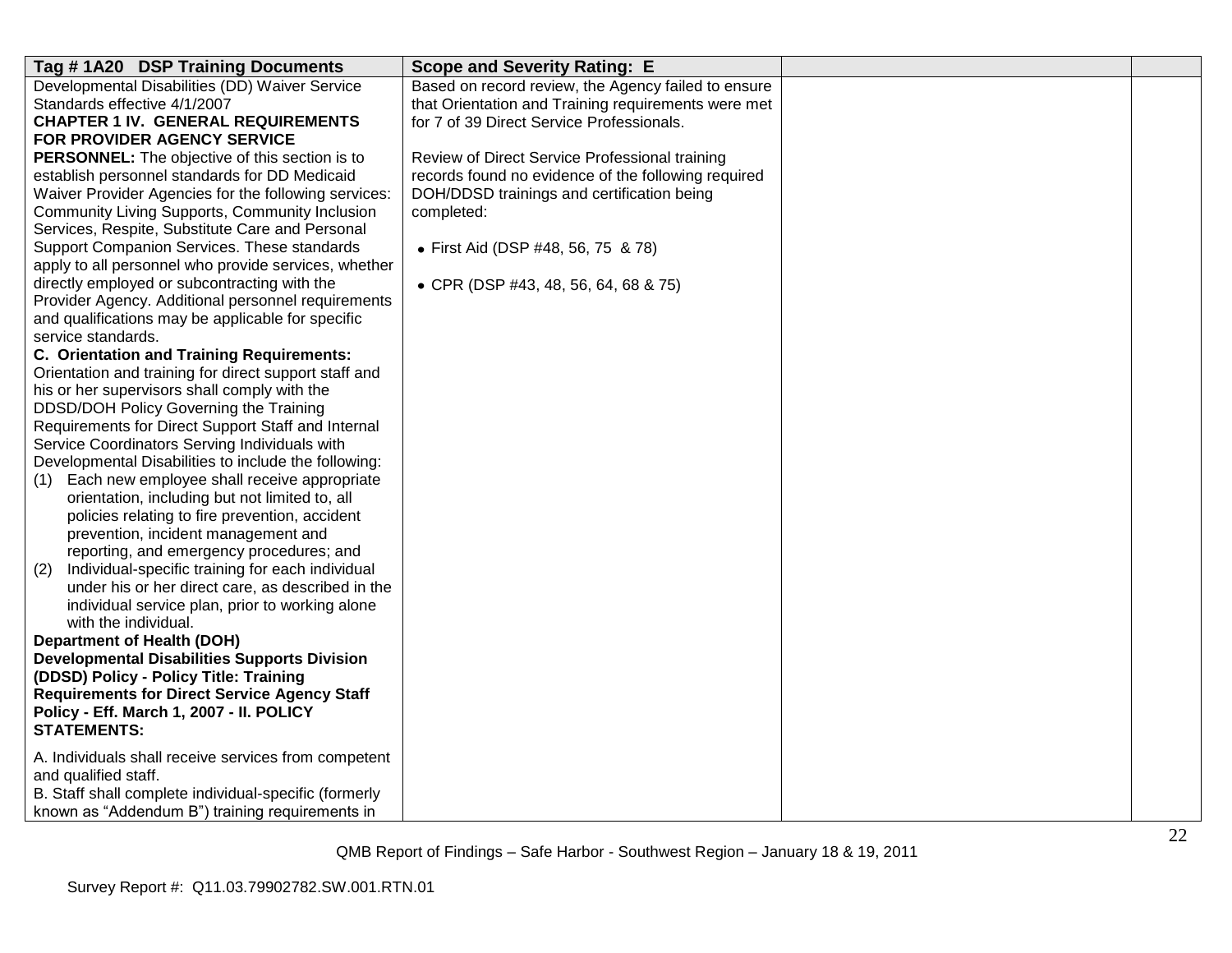| Tag # 1A20 DSP Training Documents | Scope and Severity Rating: E | | |
|---|---|---|---|
| Developmental Disabilities (DD) Waiver Service Standards effective 4/1/2007<br>**CHAPTER 1 IV. GENERAL REQUIREMENTS FOR PROVIDER AGENCY SERVICE PERSONNEL:** The objective of this section is to establish personnel standards for DD Medicaid Waiver Provider Agencies for the following services: Community Living Supports, Community Inclusion Services, Respite, Substitute Care and Personal Support Companion Services. These standards apply to all personnel who provide services, whether directly employed or subcontracting with the Provider Agency. Additional personnel requirements and qualifications may be applicable for specific service standards.<br>**C. Orientation and Training Requirements:** Orientation and training for direct support staff and his or her supervisors shall comply with the DDSD/DOH Policy Governing the Training Requirements for Direct Support Staff and Internal Service Coordinators Serving Individuals with Developmental Disabilities to include the following:<br>(1) Each new employee shall receive appropriate orientation, including but not limited to, all policies relating to fire prevention, accident prevention, incident management and reporting, and emergency procedures; and<br>(2) Individual-specific training for each individual under his or her direct care, as described in the individual service plan, prior to working alone with the individual.<br>**Department of Health (DOH) Developmental Disabilities Supports Division (DDSD) Policy - Policy Title: Training Requirements for Direct Service Agency Staff Policy - Eff. March 1, 2007 - II. POLICY STATEMENTS:**<br><br>A. Individuals shall receive services from competent and qualified staff.<br>B. Staff shall complete individual-specific (formerly known as "Addendum B") training requirements in | Based on record review, the Agency failed to ensure that Orientation and Training requirements were met for 7 of 39 Direct Service Professionals.<br><br>Review of Direct Service Professional training records found no evidence of the following required DOH/DDSD trainings and certification being completed:<br><br>• First Aid (DSP #48, 56, 75 & 78)<br><br>• CPR (DSP #43, 48, 56, 64, 68 & 75) | | |

QMB Report of Findings – Safe Harbor - Southwest Region – January 18 & 19, 2011

Survey Report #: Q11.03.79902782.SW.001.RTN.01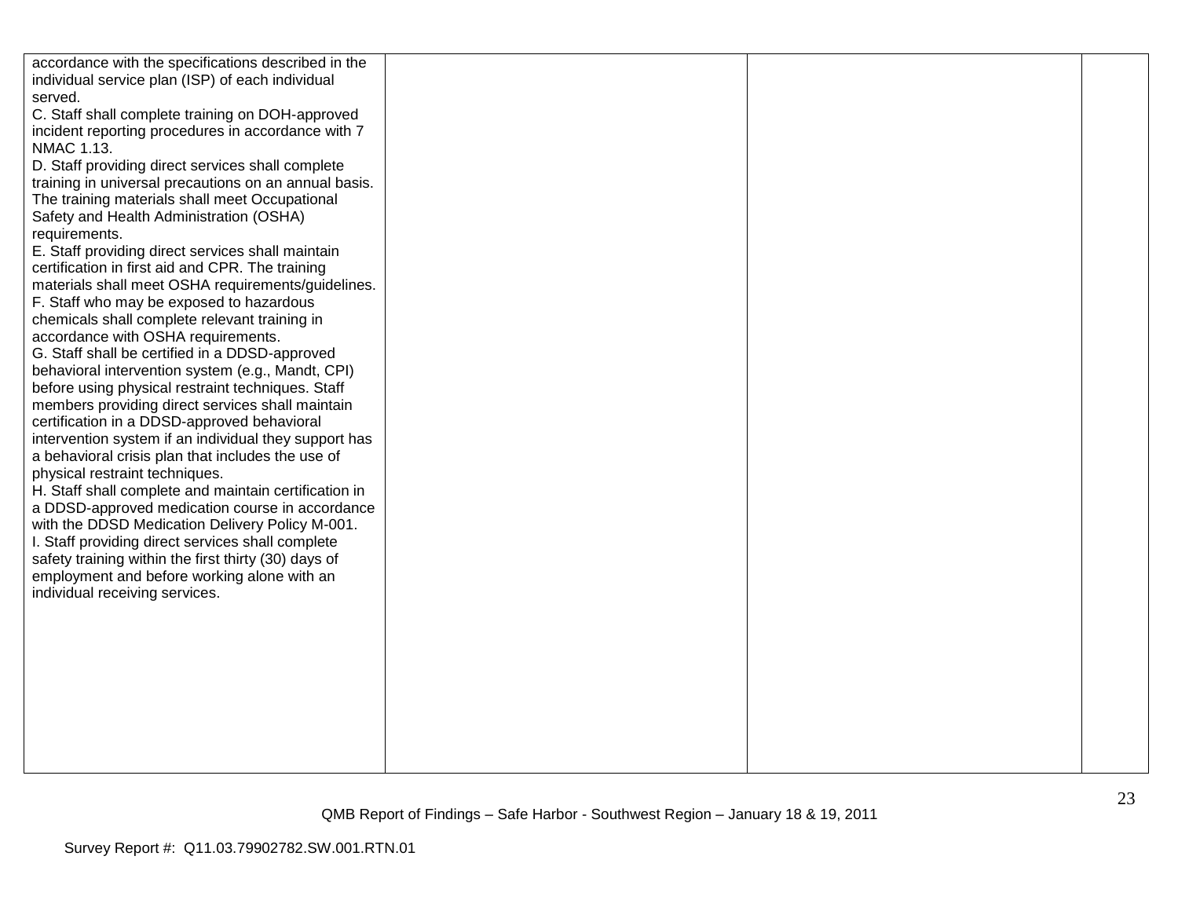| | | | |
|---|---|---|---|
| accordance with the specifications described in the individual service plan (ISP) of each individual served.<br>C. Staff shall complete training on DOH-approved incident reporting procedures in accordance with 7 NMAC 1.13.<br>D. Staff providing direct services shall complete training in universal precautions on an annual basis. The training materials shall meet Occupational Safety and Health Administration (OSHA) requirements.<br>E. Staff providing direct services shall maintain certification in first aid and CPR. The training materials shall meet OSHA requirements/guidelines.<br>F. Staff who may be exposed to hazardous chemicals shall complete relevant training in accordance with OSHA requirements.<br>G. Staff shall be certified in a DDSD-approved behavioral intervention system (e.g., Mandt, CPI) before using physical restraint techniques. Staff members providing direct services shall maintain certification in a DDSD-approved behavioral intervention system if an individual they support has a behavioral crisis plan that includes the use of physical restraint techniques.<br>H. Staff shall complete and maintain certification in a DDSD-approved medication course in accordance with the DDSD Medication Delivery Policy M-001.<br>I. Staff providing direct services shall complete safety training within the first thirty (30) days of employment and before working alone with an individual receiving services. | | | |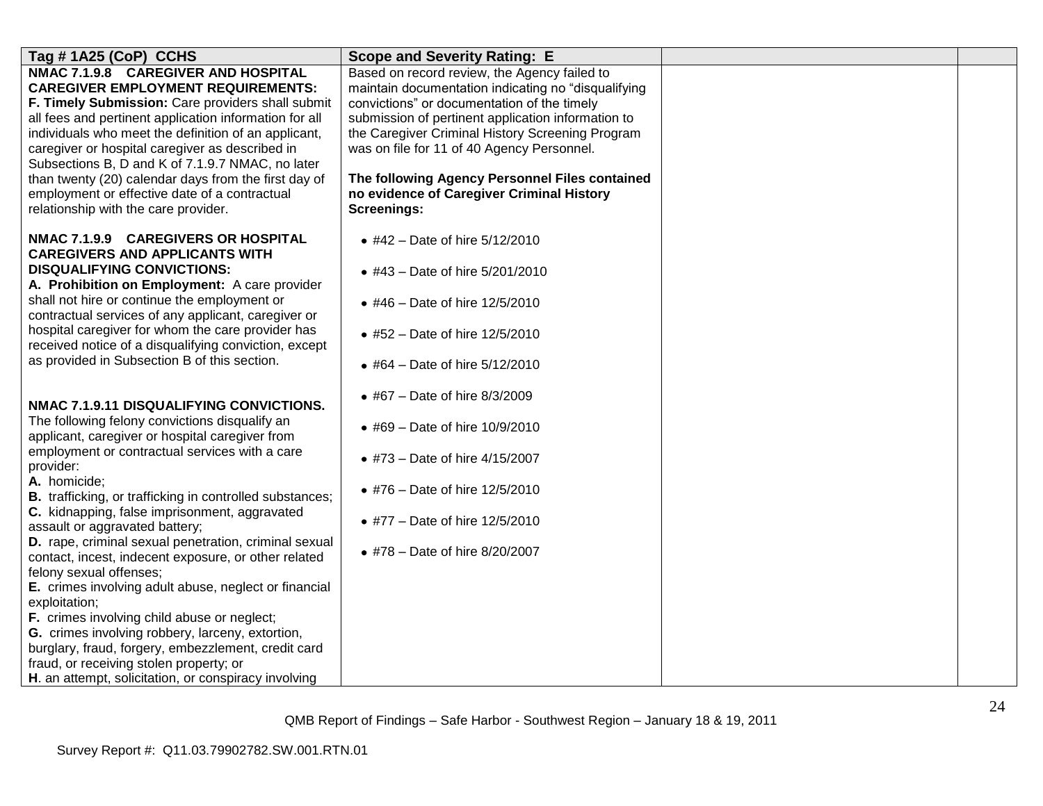| Tag # 1A25 (CoP) CCHS | Scope and Severity Rating: E | | |
|---|---|---|---|
| **NMAC 7.1.9.8 CAREGIVER AND HOSPITAL CAREGIVER EMPLOYMENT REQUIREMENTS:**<br>**F. Timely Submission:** Care providers shall submit all fees and pertinent application information for all individuals who meet the definition of an applicant, caregiver or hospital caregiver as described in Subsections B, D and K of 7.1.9.7 NMAC, no later than twenty (20) calendar days from the first day of employment or effective date of a contractual relationship with the care provider.<br><br>**NMAC 7.1.9.9 CAREGIVERS OR HOSPITAL CAREGIVERS AND APPLICANTS WITH DISQUALIFYING CONVICTIONS:**<br>**A. Prohibition on Employment:** A care provider shall not hire or continue the employment or contractual services of any applicant, caregiver or hospital caregiver for whom the care provider has received notice of a disqualifying conviction, except as provided in Subsection B of this section.<br><br>**NMAC 7.1.9.11 DISQUALIFYING CONVICTIONS.** The following felony convictions disqualify an applicant, caregiver or hospital caregiver from employment or contractual services with a care provider:<br>**A.** homicide;<br>**B.** trafficking, or trafficking in controlled substances;<br>**C.** kidnapping, false imprisonment, aggravated assault or aggravated battery;<br>**D.** rape, criminal sexual penetration, criminal sexual contact, incest, indecent exposure, or other related felony sexual offenses;<br>**E.** crimes involving adult abuse, neglect or financial exploitation;<br>**F.** crimes involving child abuse or neglect;<br>**G.** crimes involving robbery, larceny, extortion, burglary, fraud, forgery, embezzlement, credit card fraud, or receiving stolen property; or<br>**H**. an attempt, solicitation, or conspiracy involving | Based on record review, the Agency failed to maintain documentation indicating no "disqualifying convictions" or documentation of the timely submission of pertinent application information to the Caregiver Criminal History Screening Program was on file for 11 of 40 Agency Personnel.<br><br>**The following Agency Personnel Files contained no evidence of Caregiver Criminal History Screenings:**<br><br>• #42 – Date of hire 5/12/2010<br>• #43 – Date of hire 5/201/2010<br>• #46 – Date of hire 12/5/2010<br>• #52 – Date of hire 12/5/2010<br>• #64 – Date of hire 5/12/2010<br>• #67 – Date of hire 8/3/2009<br>• #69 – Date of hire 10/9/2010<br>• #73 – Date of hire 4/15/2007<br>• #76 – Date of hire 12/5/2010<br>• #77 – Date of hire 12/5/2010<br>• #78 – Date of hire 8/20/2007 | | |

QMB Report of Findings – Safe Harbor - Southwest Region – January 18 & 19, 2011

Survey Report #: Q11.03.79902782.SW.001.RTN.01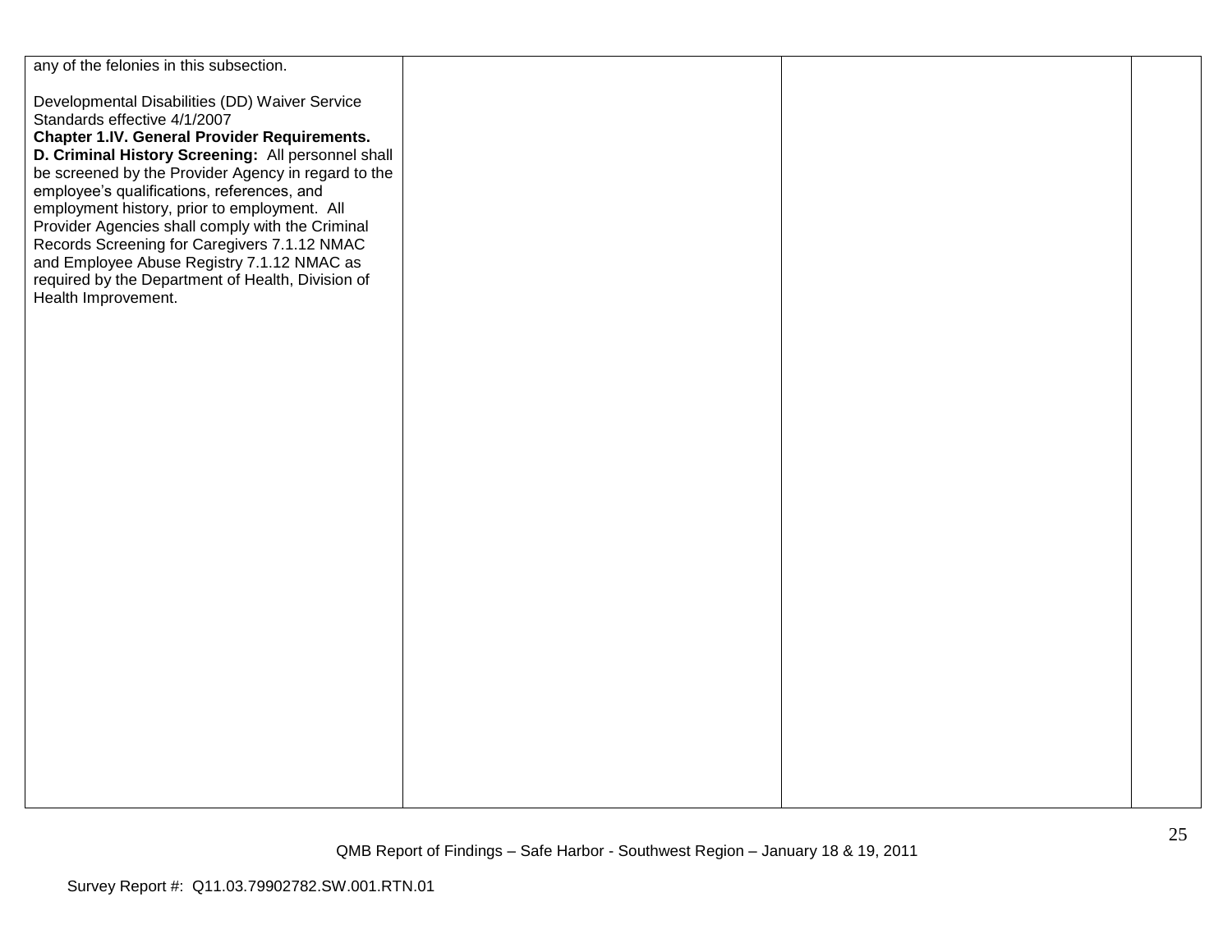| | | | |
|---|---|---|---|
| any of the felonies in this subsection.<br><br>Developmental Disabilities (DD) Waiver Service Standards effective 4/1/2007<br>**Chapter 1.IV. General Provider Requirements.**<br>**D. Criminal History Screening:** All personnel shall be screened by the Provider Agency in regard to the employee's qualifications, references, and employment history, prior to employment. All Provider Agencies shall comply with the Criminal Records Screening for Caregivers 7.1.12 NMAC and Employee Abuse Registry 7.1.12 NMAC as required by the Department of Health, Division of Health Improvement. | | | |

QMB Report of Findings – Safe Harbor - Southwest Region – January 18 & 19, 2011

Survey Report #: Q11.03.79902782.SW.001.RTN.01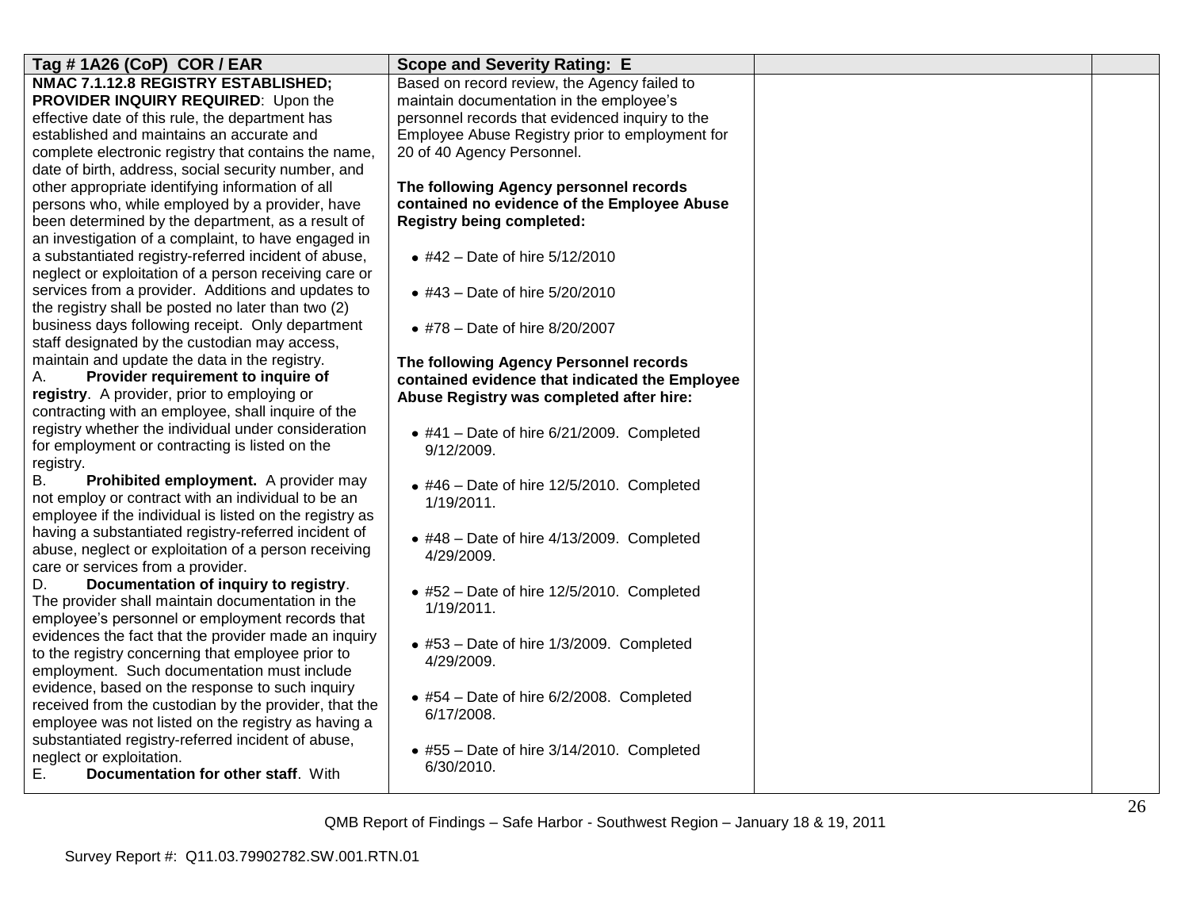| Tag # 1A26 (CoP) COR / EAR | Scope and Severity Rating: E | | |
|---|---|---|---|
| **NMAC 7.1.12.8 REGISTRY ESTABLISHED; PROVIDER INQUIRY REQUIRED**: Upon the effective date of this rule, the department has established and maintains an accurate and complete electronic registry that contains the name, date of birth, address, social security number, and other appropriate identifying information of all persons who, while employed by a provider, have been determined by the department, as a result of an investigation of a complaint, to have engaged in a substantiated registry-referred incident of abuse, neglect or exploitation of a person receiving care or services from a provider. Additions and updates to the registry shall be posted no later than two (2) business days following receipt. Only department staff designated by the custodian may access, maintain and update the data in the registry.<br>A. **Provider requirement to inquire of registry**. A provider, prior to employing or contracting with an employee, shall inquire of the registry whether the individual under consideration for employment or contracting is listed on the registry.<br>B. **Prohibited employment.** A provider may not employ or contract with an individual to be an employee if the individual is listed on the registry as having a substantiated registry-referred incident of abuse, neglect or exploitation of a person receiving care or services from a provider.<br>D. **Documentation of inquiry to registry**. The provider shall maintain documentation in the employee's personnel or employment records that evidences the fact that the provider made an inquiry to the registry concerning that employee prior to employment. Such documentation must include evidence, based on the response to such inquiry received from the custodian by the provider, that the employee was not listed on the registry as having a substantiated registry-referred incident of abuse, neglect or exploitation.<br>E. **Documentation for other staff**. With | Based on record review, the Agency failed to maintain documentation in the employee's personnel records that evidenced inquiry to the Employee Abuse Registry prior to employment for 20 of 40 Agency Personnel.<br><br>**The following Agency personnel records contained no evidence of the Employee Abuse Registry being completed:**<br><br>• #42 – Date of hire 5/12/2010<br><br>• #43 – Date of hire 5/20/2010<br><br>• #78 – Date of hire 8/20/2007<br><br>**The following Agency Personnel records contained evidence that indicated the Employee Abuse Registry was completed after hire:**<br><br>• #41 – Date of hire 6/21/2009. Completed 9/12/2009.<br><br>• #46 – Date of hire 12/5/2010. Completed 1/19/2011.<br><br>• #48 – Date of hire 4/13/2009. Completed 4/29/2009.<br><br>• #52 – Date of hire 12/5/2010. Completed 1/19/2011.<br><br>• #53 – Date of hire 1/3/2009. Completed 4/29/2009.<br><br>• #54 – Date of hire 6/2/2008. Completed 6/17/2008.<br><br>• #55 – Date of hire 3/14/2010. Completed 6/30/2010. | | |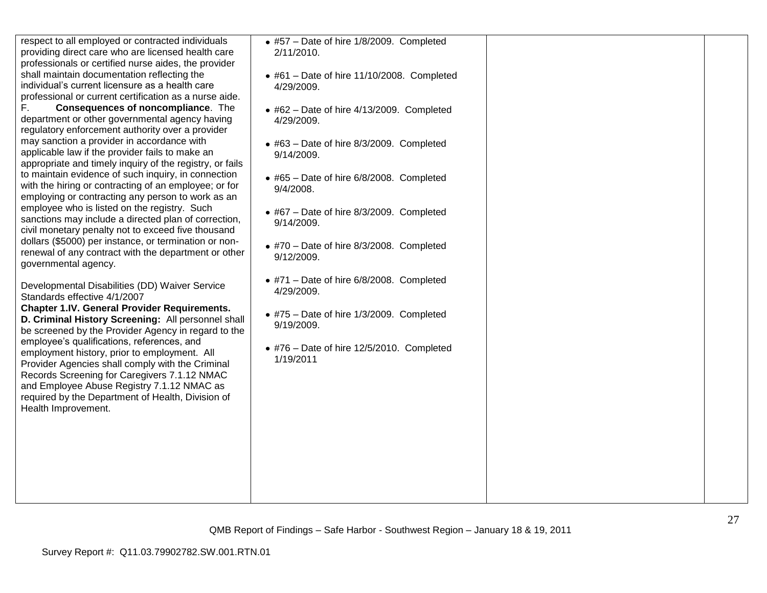| | | | |
|---|---|---|---|
| respect to all employed or contracted individuals providing direct care who are licensed health care professionals or certified nurse aides, the provider shall maintain documentation reflecting the individual's current licensure as a health care professional or current certification as a nurse aide.<br>F. **Consequences of noncompliance**. The department or other governmental agency having regulatory enforcement authority over a provider may sanction a provider in accordance with applicable law if the provider fails to make an appropriate and timely inquiry of the registry, or fails to maintain evidence of such inquiry, in connection with the hiring or contracting of an employee; or for employing or contracting any person to work as an employee who is listed on the registry. Such sanctions may include a directed plan of correction, civil monetary penalty not to exceed five thousand dollars ($5000) per instance, or termination or non-renewal of any contract with the department or other governmental agency.<br><br>Developmental Disabilities (DD) Waiver Service Standards effective 4/1/2007<br>**Chapter 1.IV. General Provider Requirements.**<br>**D. Criminal History Screening:** All personnel shall be screened by the Provider Agency in regard to the employee's qualifications, references, and employment history, prior to employment. All Provider Agencies shall comply with the Criminal Records Screening for Caregivers 7.1.12 NMAC and Employee Abuse Registry 7.1.12 NMAC as required by the Department of Health, Division of Health Improvement. | • #57 – Date of hire 1/8/2009. Completed 2/11/2010.<br><br>• #61 – Date of hire 11/10/2008. Completed 4/29/2009.<br><br>• #62 – Date of hire 4/13/2009. Completed 4/29/2009.<br><br>• #63 – Date of hire 8/3/2009. Completed 9/14/2009.<br><br>• #65 – Date of hire 6/8/2008. Completed 9/4/2008.<br><br>• #67 – Date of hire 8/3/2009. Completed 9/14/2009.<br><br>• #70 – Date of hire 8/3/2008. Completed 9/12/2009.<br><br>• #71 – Date of hire 6/8/2008. Completed 4/29/2009.<br><br>• #75 – Date of hire 1/3/2009. Completed 9/19/2009.<br><br>• #76 – Date of hire 12/5/2010. Completed 1/19/2011 | | |

QMB Report of Findings – Safe Harbor - Southwest Region – January 18 & 19, 2011

Survey Report #: Q11.03.79902782.SW.001.RTN.01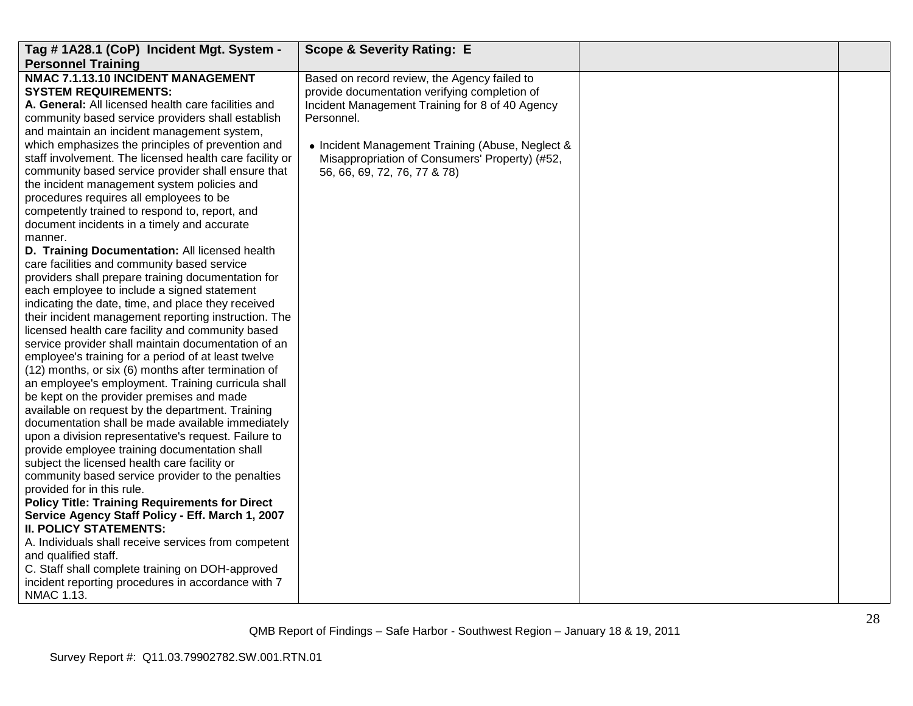| Tag # 1A28.1 (CoP) Incident Mgt. System - Personnel Training | Scope & Severity Rating: E | | |
|---|---|---|---|
| **NMAC 7.1.13.10 INCIDENT MANAGEMENT SYSTEM REQUIREMENTS:**<br>**A. General:** All licensed health care facilities and community based service providers shall establish and maintain an incident management system, which emphasizes the principles of prevention and staff involvement. The licensed health care facility or community based service provider shall ensure that the incident management system policies and procedures requires all employees to be competently trained to respond to, report, and document incidents in a timely and accurate manner.<br>**D. Training Documentation:** All licensed health care facilities and community based service providers shall prepare training documentation for each employee to include a signed statement indicating the date, time, and place they received their incident management reporting instruction. The licensed health care facility and community based service provider shall maintain documentation of an employee's training for a period of at least twelve (12) months, or six (6) months after termination of an employee's employment. Training curricula shall be kept on the provider premises and made available on request by the department. Training documentation shall be made available immediately upon a division representative's request. Failure to provide employee training documentation shall subject the licensed health care facility or community based service provider to the penalties provided for in this rule.<br>**Policy Title: Training Requirements for Direct Service Agency Staff Policy - Eff. March 1, 2007**<br>**II. POLICY STATEMENTS:**<br>A. Individuals shall receive services from competent and qualified staff.<br>C. Staff shall complete training on DOH-approved incident reporting procedures in accordance with 7 NMAC 1.13. | Based on record review, the Agency failed to provide documentation verifying completion of Incident Management Training for 8 of 40 Agency Personnel.<br><br>• Incident Management Training (Abuse, Neglect & Misappropriation of Consumers' Property) (#52, 56, 66, 69, 72, 76, 77 & 78) | | |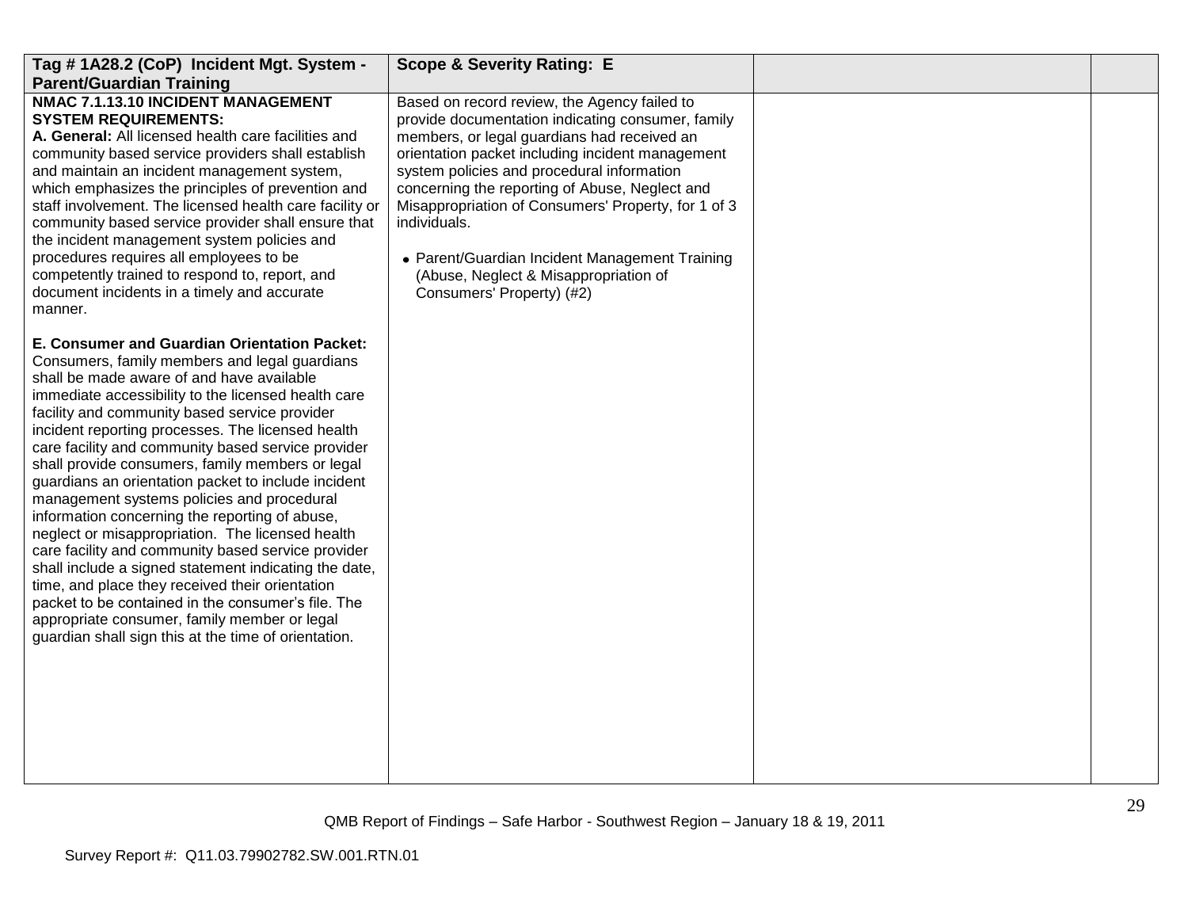| Tag # 1A28.2 (CoP) Incident Mgt. System - Parent/Guardian Training | Scope & Severity Rating: E | | |
|---|---|---|---|
| **NMAC 7.1.13.10 INCIDENT MANAGEMENT SYSTEM REQUIREMENTS:**<br>**A. General:** All licensed health care facilities and community based service providers shall establish and maintain an incident management system, which emphasizes the principles of prevention and staff involvement. The licensed health care facility or community based service provider shall ensure that the incident management system policies and procedures requires all employees to be competently trained to respond to, report, and document incidents in a timely and accurate manner.<br><br>**E. Consumer and Guardian Orientation Packet:** Consumers, family members and legal guardians shall be made aware of and have available immediate accessibility to the licensed health care facility and community based service provider incident reporting processes. The licensed health care facility and community based service provider shall provide consumers, family members or legal guardians an orientation packet to include incident management systems policies and procedural information concerning the reporting of abuse, neglect or misappropriation. The licensed health care facility and community based service provider shall include a signed statement indicating the date, time, and place they received their orientation packet to be contained in the consumer's file. The appropriate consumer, family member or legal guardian shall sign this at the time of orientation. | Based on record review, the Agency failed to provide documentation indicating consumer, family members, or legal guardians had received an orientation packet including incident management system policies and procedural information concerning the reporting of Abuse, Neglect and Misappropriation of Consumers' Property, for 1 of 3 individuals.<br><br>• Parent/Guardian Incident Management Training (Abuse, Neglect & Misappropriation of Consumers' Property) (#2) | | |

QMB Report of Findings – Safe Harbor - Southwest Region – January 18 & 19, 2011

Survey Report #: Q11.03.79902782.SW.001.RTN.01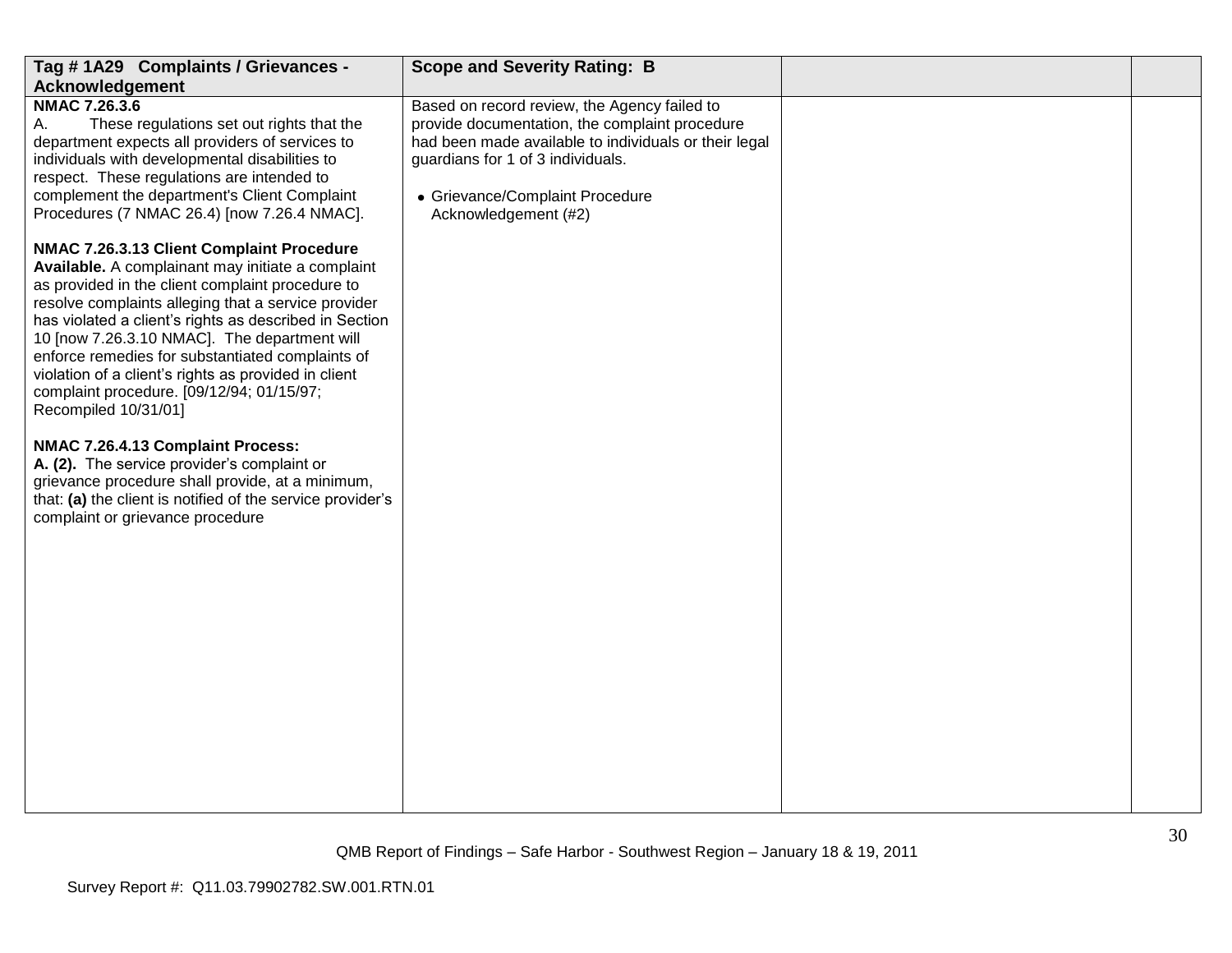| Tag # 1A29 Complaints / Grievances - Acknowledgement | Scope and Severity Rating: B | | |
|---|---|---|---|
| **NMAC 7.26.3.6**<br>A. These regulations set out rights that the department expects all providers of services to individuals with developmental disabilities to respect. These regulations are intended to complement the department's Client Complaint Procedures (7 NMAC 26.4) [now 7.26.4 NMAC].<br><br>**NMAC 7.26.3.13 Client Complaint Procedure Available.** A complainant may initiate a complaint as provided in the client complaint procedure to resolve complaints alleging that a service provider has violated a client's rights as described in Section 10 [now 7.26.3.10 NMAC]. The department will enforce remedies for substantiated complaints of violation of a client's rights as provided in client complaint procedure. [09/12/94; 01/15/97; Recompiled 10/31/01]<br><br>**NMAC 7.26.4.13 Complaint Process:**<br>**A. (2).** The service provider's complaint or grievance procedure shall provide, at a minimum, that: **(a)** the client is notified of the service provider's complaint or grievance procedure | Based on record review, the Agency failed to provide documentation, the complaint procedure had been made available to individuals or their legal guardians for 1 of 3 individuals.<br><br>• Grievance/Complaint Procedure Acknowledgement (#2) | | |

QMB Report of Findings – Safe Harbor - Southwest Region – January 18 & 19, 2011

Survey Report #: Q11.03.79902782.SW.001.RTN.01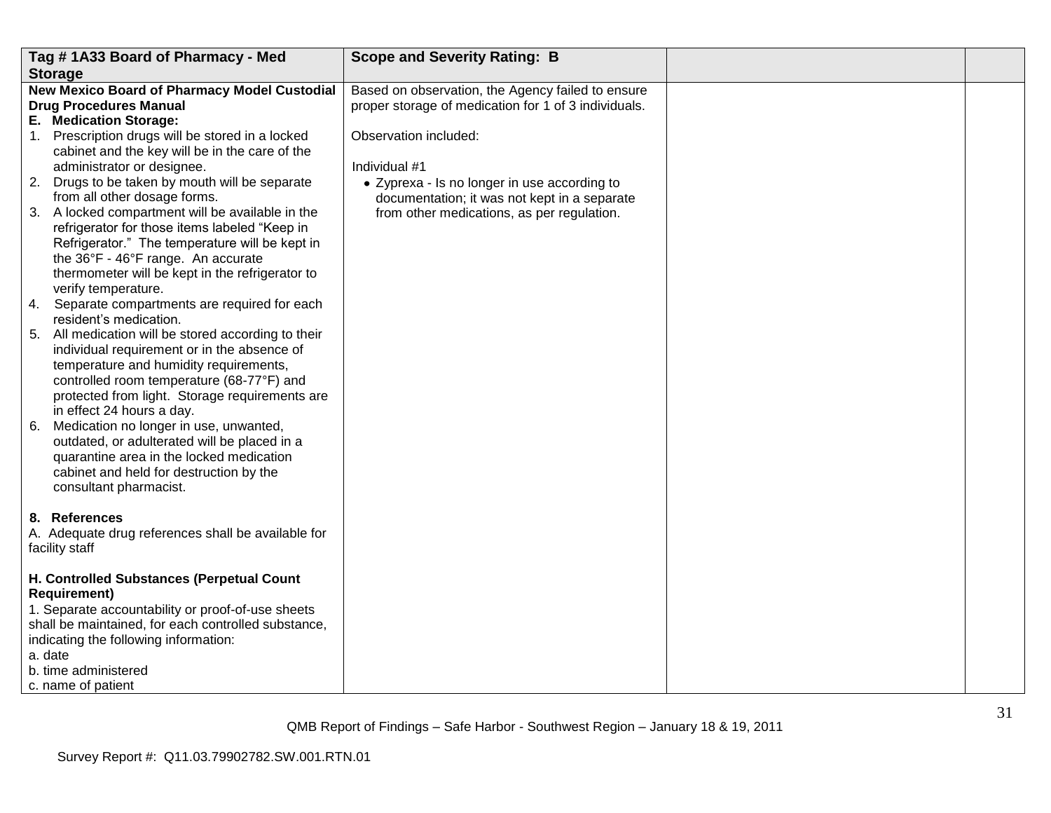| Tag # 1A33 Board of Pharmacy - Med Storage | Scope and Severity Rating: B | | |
|---|---|---|---|
| **New Mexico Board of Pharmacy Model Custodial Drug Procedures Manual**<br>**E. Medication Storage:**<br>1. Prescription drugs will be stored in a locked cabinet and the key will be in the care of the administrator or designee.<br>2. Drugs to be taken by mouth will be separate from all other dosage forms.<br>3. A locked compartment will be available in the refrigerator for those items labeled "Keep in Refrigerator." The temperature will be kept in the 36°F - 46°F range. An accurate thermometer will be kept in the refrigerator to verify temperature.<br>4. Separate compartments are required for each resident's medication.<br>5. All medication will be stored according to their individual requirement or in the absence of temperature and humidity requirements, controlled room temperature (68-77°F) and protected from light. Storage requirements are in effect 24 hours a day.<br>6. Medication no longer in use, unwanted, outdated, or adulterated will be placed in a quarantine area in the locked medication cabinet and held for destruction by the consultant pharmacist.<br><br>**8. References**<br>A. Adequate drug references shall be available for facility staff<br><br>**H. Controlled Substances (Perpetual Count Requirement)**<br>1. Separate accountability or proof-of-use sheets shall be maintained, for each controlled substance, indicating the following information:<br>a. date<br>b. time administered<br>c. name of patient | Based on observation, the Agency failed to ensure proper storage of medication for 1 of 3 individuals.<br><br>Observation included:<br><br>Individual #1<br>• Zyprexa - Is no longer in use according to documentation; it was not kept in a separate from other medications, as per regulation. | | |

QMB Report of Findings – Safe Harbor - Southwest Region – January 18 & 19, 2011

Survey Report #: Q11.03.79902782.SW.001.RTN.01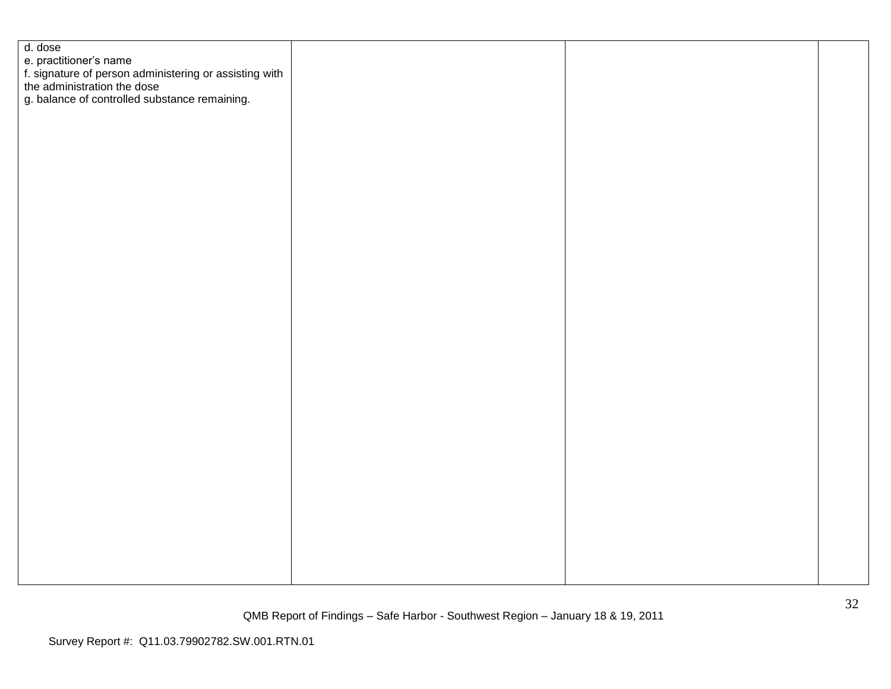| | | | |
|---|---|---|---|
| d. dose<br>e. practitioner's name<br>f. signature of person administering or assisting with the administration the dose<br>g. balance of controlled substance remaining. | | | |

QMB Report of Findings – Safe Harbor - Southwest Region – January 18 & 19, 2011

Survey Report #: Q11.03.79902782.SW.001.RTN.01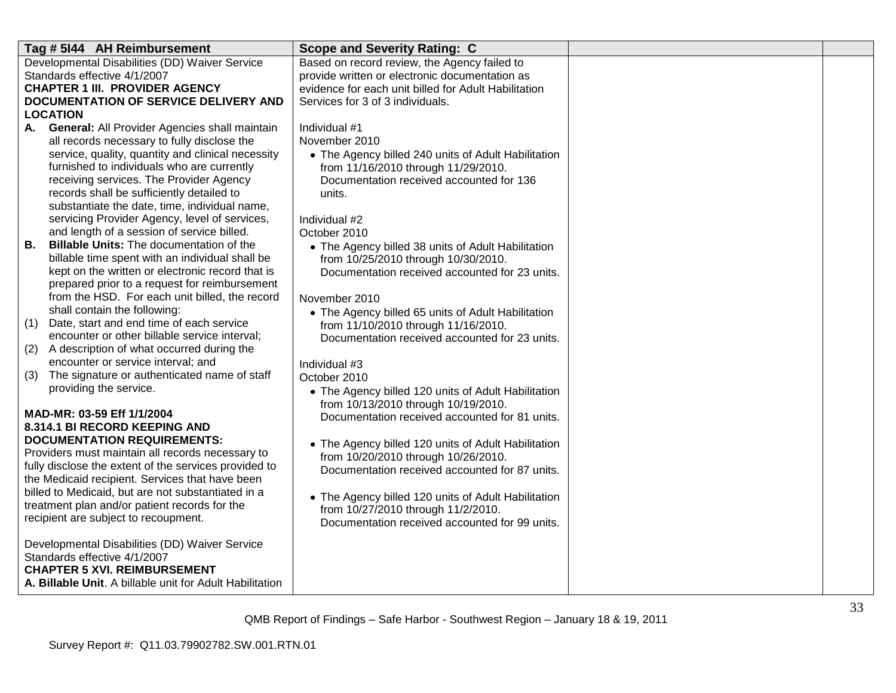| Tag # 5I44 AH Reimbursement | Scope and Severity Rating: C | | |
|---|---|---|---|
| Developmental Disabilities (DD) Waiver Service Standards effective 4/1/2007<br>**CHAPTER 1 III. PROVIDER AGENCY DOCUMENTATION OF SERVICE DELIVERY AND LOCATION**<br>**A. General:** All Provider Agencies shall maintain all records necessary to fully disclose the service, quality, quantity and clinical necessity furnished to individuals who are currently receiving services. The Provider Agency records shall be sufficiently detailed to substantiate the date, time, individual name, servicing Provider Agency, level of services, and length of a session of service billed.<br>**B. Billable Units:** The documentation of the billable time spent with an individual shall be kept on the written or electronic record that is prepared prior to a request for reimbursement from the HSD. For each unit billed, the record shall contain the following:<br>(1) Date, start and end time of each service encounter or other billable service interval;<br>(2) A description of what occurred during the encounter or service interval; and<br>(3) The signature or authenticated name of staff providing the service.<br><br>**MAD-MR: 03-59 Eff 1/1/2004**<br>**8.314.1 BI RECORD KEEPING AND DOCUMENTATION REQUIREMENTS:**<br>Providers must maintain all records necessary to fully disclose the extent of the services provided to the Medicaid recipient. Services that have been billed to Medicaid, but are not substantiated in a treatment plan and/or patient records for the recipient are subject to recoupment.<br><br>Developmental Disabilities (DD) Waiver Service Standards effective 4/1/2007<br>**CHAPTER 5 XVI. REIMBURSEMENT**<br>**A. Billable Unit**. A billable unit for Adult Habilitation | Based on record review, the Agency failed to provide written or electronic documentation as evidence for each unit billed for Adult Habilitation Services for 3 of 3 individuals.<br><br>Individual #1<br>November 2010<br>• The Agency billed 240 units of Adult Habilitation from 11/16/2010 through 11/29/2010. Documentation received accounted for 136 units.<br><br>Individual #2<br>October 2010<br>• The Agency billed 38 units of Adult Habilitation from 10/25/2010 through 10/30/2010. Documentation received accounted for 23 units.<br><br>November 2010<br>• The Agency billed 65 units of Adult Habilitation from 11/10/2010 through 11/16/2010. Documentation received accounted for 23 units.<br><br>Individual #3<br>October 2010<br>• The Agency billed 120 units of Adult Habilitation from 10/13/2010 through 10/19/2010. Documentation received accounted for 81 units.<br><br>• The Agency billed 120 units of Adult Habilitation from 10/20/2010 through 10/26/2010. Documentation received accounted for 87 units.<br><br>• The Agency billed 120 units of Adult Habilitation from 10/27/2010 through 11/2/2010. Documentation received accounted for 99 units. | | |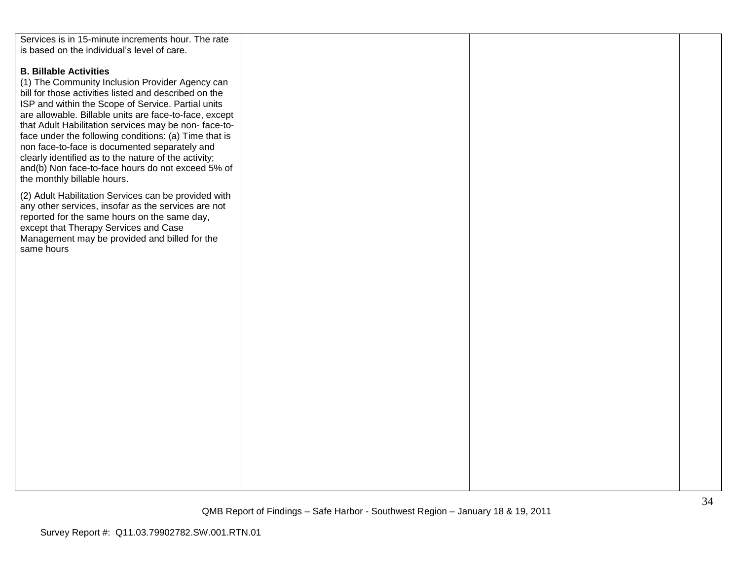| | | | |
|---|---|---|---|
| Services is in 15-minute increments hour. The rate is based on the individual's level of care.<br><br>**B. Billable Activities**<br>(1) The Community Inclusion Provider Agency can bill for those activities listed and described on the ISP and within the Scope of Service. Partial units are allowable. Billable units are face-to-face, except that Adult Habilitation services may be non- face-to-face under the following conditions: (a) Time that is non face-to-face is documented separately and clearly identified as to the nature of the activity; and(b) Non face-to-face hours do not exceed 5% of the monthly billable hours.<br><br>(2) Adult Habilitation Services can be provided with any other services, insofar as the services are not reported for the same hours on the same day, except that Therapy Services and Case Management may be provided and billed for the same hours | | | |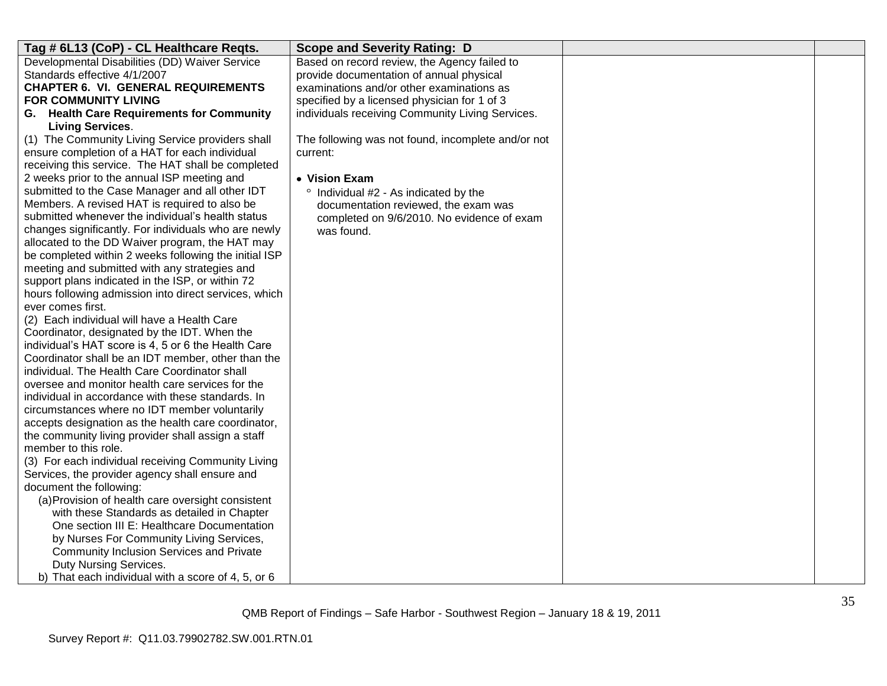| Tag # 6L13 (CoP) - CL Healthcare Reqts. | Scope and Severity Rating: D | | |
|---|---|---|---|
| Developmental Disabilities (DD) Waiver Service Standards effective 4/1/2007<br>**CHAPTER 6. VI. GENERAL REQUIREMENTS FOR COMMUNITY LIVING**<br>**G. Health Care Requirements for Community Living Services**.<br>(1) The Community Living Service providers shall ensure completion of a HAT for each individual receiving this service. The HAT shall be completed 2 weeks prior to the annual ISP meeting and submitted to the Case Manager and all other IDT Members. A revised HAT is required to also be submitted whenever the individual's health status changes significantly. For individuals who are newly allocated to the DD Waiver program, the HAT may be completed within 2 weeks following the initial ISP meeting and submitted with any strategies and support plans indicated in the ISP, or within 72 hours following admission into direct services, which ever comes first.<br>(2) Each individual will have a Health Care Coordinator, designated by the IDT. When the individual's HAT score is 4, 5 or 6 the Health Care Coordinator shall be an IDT member, other than the individual. The Health Care Coordinator shall oversee and monitor health care services for the individual in accordance with these standards. In circumstances where no IDT member voluntarily accepts designation as the health care coordinator, the community living provider shall assign a staff member to this role.<br>(3) For each individual receiving Community Living Services, the provider agency shall ensure and document the following:<br>(a) Provision of health care oversight consistent with these Standards as detailed in Chapter One section III E: Healthcare Documentation by Nurses For Community Living Services, Community Inclusion Services and Private Duty Nursing Services.<br>b) That each individual with a score of 4, 5, or 6 | Based on record review, the Agency failed to provide documentation of annual physical examinations and/or other examinations as specified by a licensed physician for 1 of 3 individuals receiving Community Living Services.<br><br>The following was not found, incomplete and/or not current:<br><br>• **Vision Exam**<br>° Individual #2 - As indicated by the documentation reviewed, the exam was completed on 9/6/2010. No evidence of exam was found. | | |

QMB Report of Findings – Safe Harbor - Southwest Region – January 18 & 19, 2011

Survey Report #: Q11.03.79902782.SW.001.RTN.01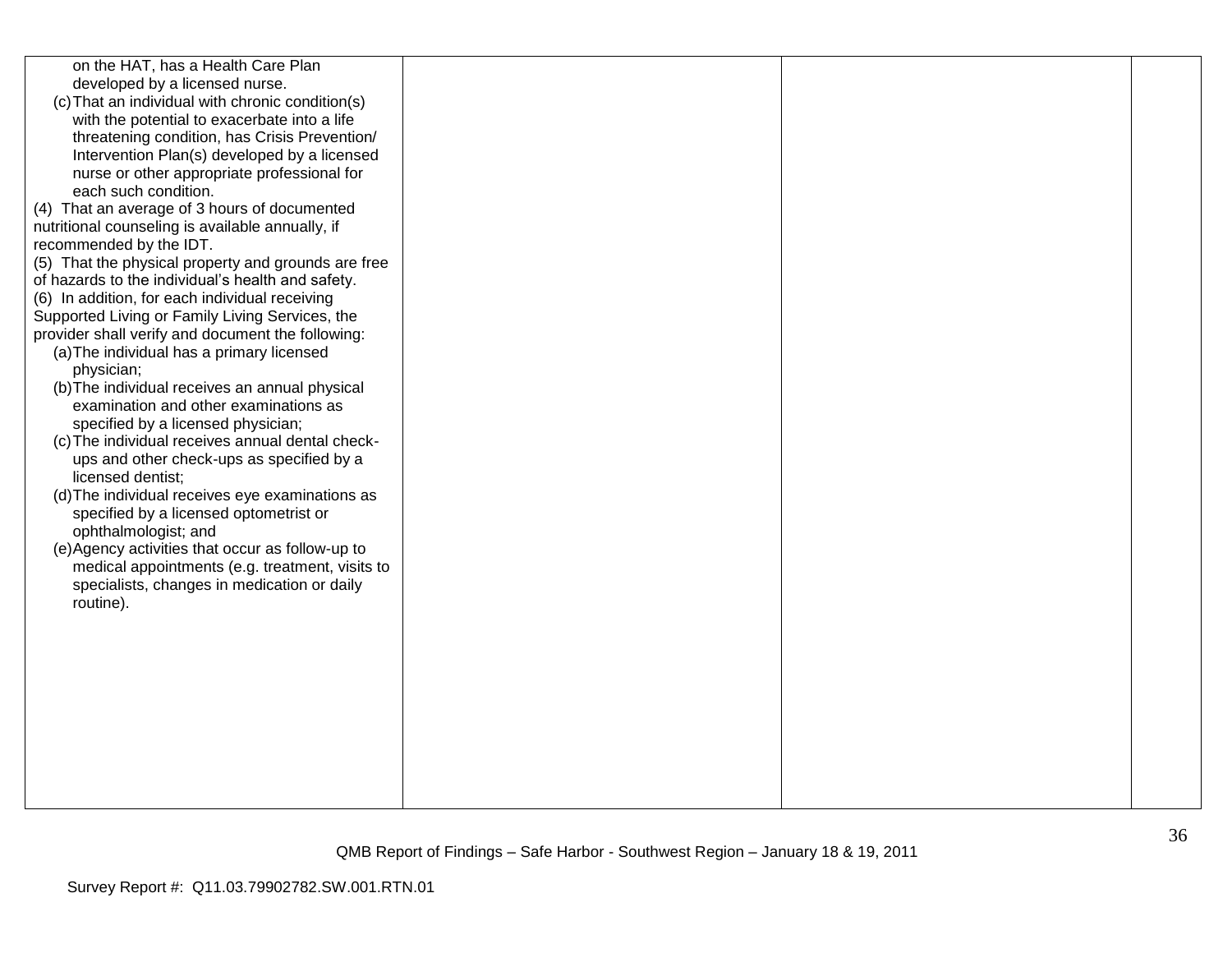| | | | |
|---|---|---|---|
| on the HAT, has a Health Care Plan developed by a licensed nurse.<br>(c) That an individual with chronic condition(s) with the potential to exacerbate into a life threatening condition, has Crisis Prevention/ Intervention Plan(s) developed by a licensed nurse or other appropriate professional for each such condition.<br>(4) That an average of 3 hours of documented nutritional counseling is available annually, if recommended by the IDT.<br>(5) That the physical property and grounds are free of hazards to the individual's health and safety.<br>(6) In addition, for each individual receiving Supported Living or Family Living Services, the provider shall verify and document the following:<br>(a) The individual has a primary licensed physician;<br>(b) The individual receives an annual physical examination and other examinations as specified by a licensed physician;<br>(c) The individual receives annual dental check-ups and other check-ups as specified by a licensed dentist;<br>(d) The individual receives eye examinations as specified by a licensed optometrist or ophthalmologist; and<br>(e) Agency activities that occur as follow-up to medical appointments (e.g. treatment, visits to specialists, changes in medication or daily routine). | | | |

QMB Report of Findings – Safe Harbor - Southwest Region – January 18 & 19, 2011

Survey Report #: Q11.03.79902782.SW.001.RTN.01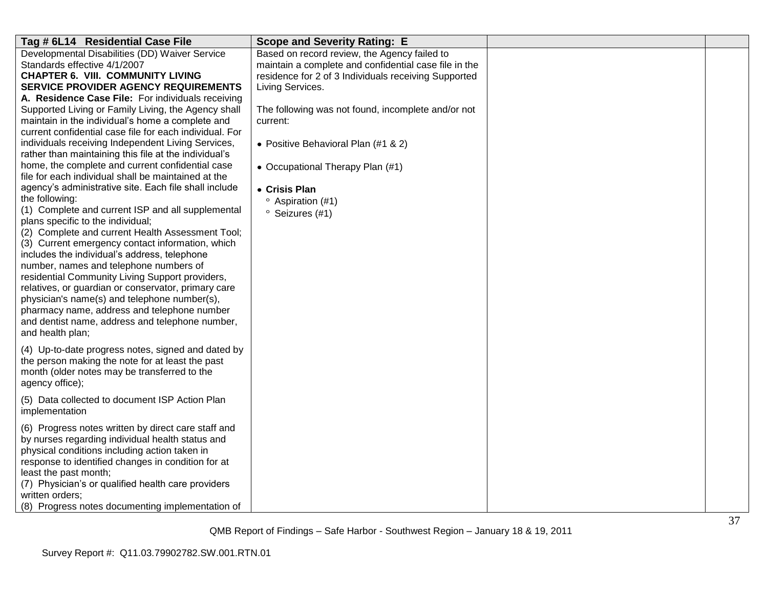| Tag # 6L14 Residential Case File | Scope and Severity Rating: E | | |
|---|---|---|---|
| Developmental Disabilities (DD) Waiver Service Standards effective 4/1/2007<br>**CHAPTER 6. VIII. COMMUNITY LIVING SERVICE PROVIDER AGENCY REQUIREMENTS**<br>**A. Residence Case File:** For individuals receiving Supported Living or Family Living, the Agency shall maintain in the individual's home a complete and current confidential case file for each individual. For individuals receiving Independent Living Services, rather than maintaining this file at the individual's home, the complete and current confidential case file for each individual shall be maintained at the agency's administrative site. Each file shall include the following:<br>(1) Complete and current ISP and all supplemental plans specific to the individual;<br>(2) Complete and current Health Assessment Tool;<br>(3) Current emergency contact information, which includes the individual's address, telephone number, names and telephone numbers of residential Community Living Support providers, relatives, or guardian or conservator, primary care physician's name(s) and telephone number(s), pharmacy name, address and telephone number and dentist name, address and telephone number, and health plan;<br><br>(4) Up-to-date progress notes, signed and dated by the person making the note for at least the past month (older notes may be transferred to the agency office);<br><br>(5) Data collected to document ISP Action Plan implementation<br><br>(6) Progress notes written by direct care staff and by nurses regarding individual health status and physical conditions including action taken in response to identified changes in condition for at least the past month;<br>(7) Physician's or qualified health care providers written orders;<br>(8) Progress notes documenting implementation of | Based on record review, the Agency failed to maintain a complete and confidential case file in the residence for 2 of 3 Individuals receiving Supported Living Services.<br><br>The following was not found, incomplete and/or not current:<br><br>• Positive Behavioral Plan (#1 & 2)<br><br>• Occupational Therapy Plan (#1)<br><br>• **Crisis Plan**<br>&nbsp;&nbsp;&nbsp;&nbsp;◦ Aspiration (#1)<br>&nbsp;&nbsp;&nbsp;&nbsp;◦ Seizures (#1) | | |

QMB Report of Findings – Safe Harbor - Southwest Region – January 18 & 19, 2011

Survey Report #: Q11.03.79902782.SW.001.RTN.01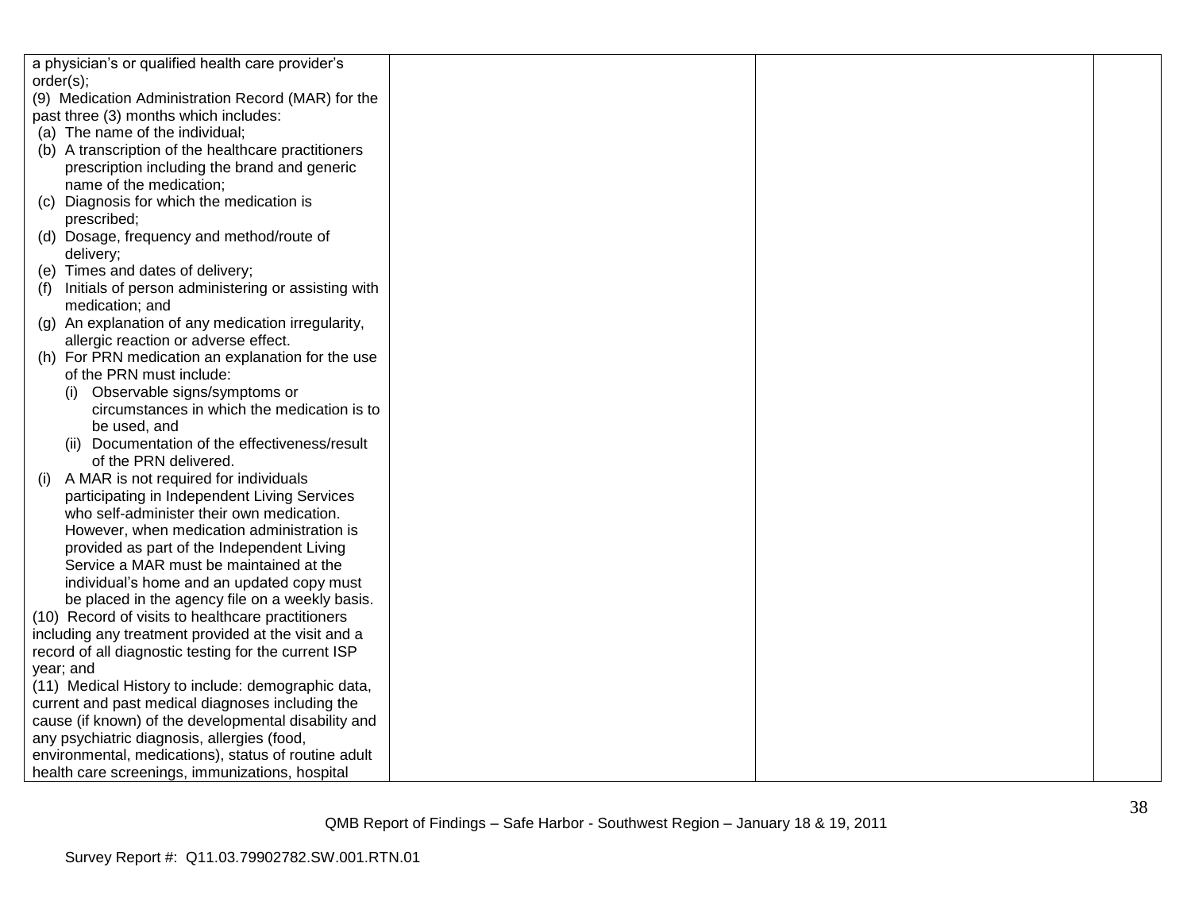| | | | |
|---|---|---|---|
| a physician's or qualified health care provider's order(s);<br>(9) Medication Administration Record (MAR) for the past three (3) months which includes:<br>(a) The name of the individual;<br>(b) A transcription of the healthcare practitioners prescription including the brand and generic name of the medication;<br>(c) Diagnosis for which the medication is prescribed;<br>(d) Dosage, frequency and method/route of delivery;<br>(e) Times and dates of delivery;<br>(f) Initials of person administering or assisting with medication; and<br>(g) An explanation of any medication irregularity, allergic reaction or adverse effect.<br>(h) For PRN medication an explanation for the use of the PRN must include:<br>(i) Observable signs/symptoms or circumstances in which the medication is to be used, and<br>(ii) Documentation of the effectiveness/result of the PRN delivered.<br>(i) A MAR is not required for individuals participating in Independent Living Services who self-administer their own medication. However, when medication administration is provided as part of the Independent Living Service a MAR must be maintained at the individual's home and an updated copy must be placed in the agency file on a weekly basis.<br>(10) Record of visits to healthcare practitioners including any treatment provided at the visit and a record of all diagnostic testing for the current ISP year; and<br>(11) Medical History to include: demographic data, current and past medical diagnoses including the cause (if known) of the developmental disability and any psychiatric diagnosis, allergies (food, environmental, medications), status of routine adult health care screenings, immunizations, hospital | | | |

QMB Report of Findings – Safe Harbor - Southwest Region – January 18 & 19, 2011

Survey Report #: Q11.03.79902782.SW.001.RTN.01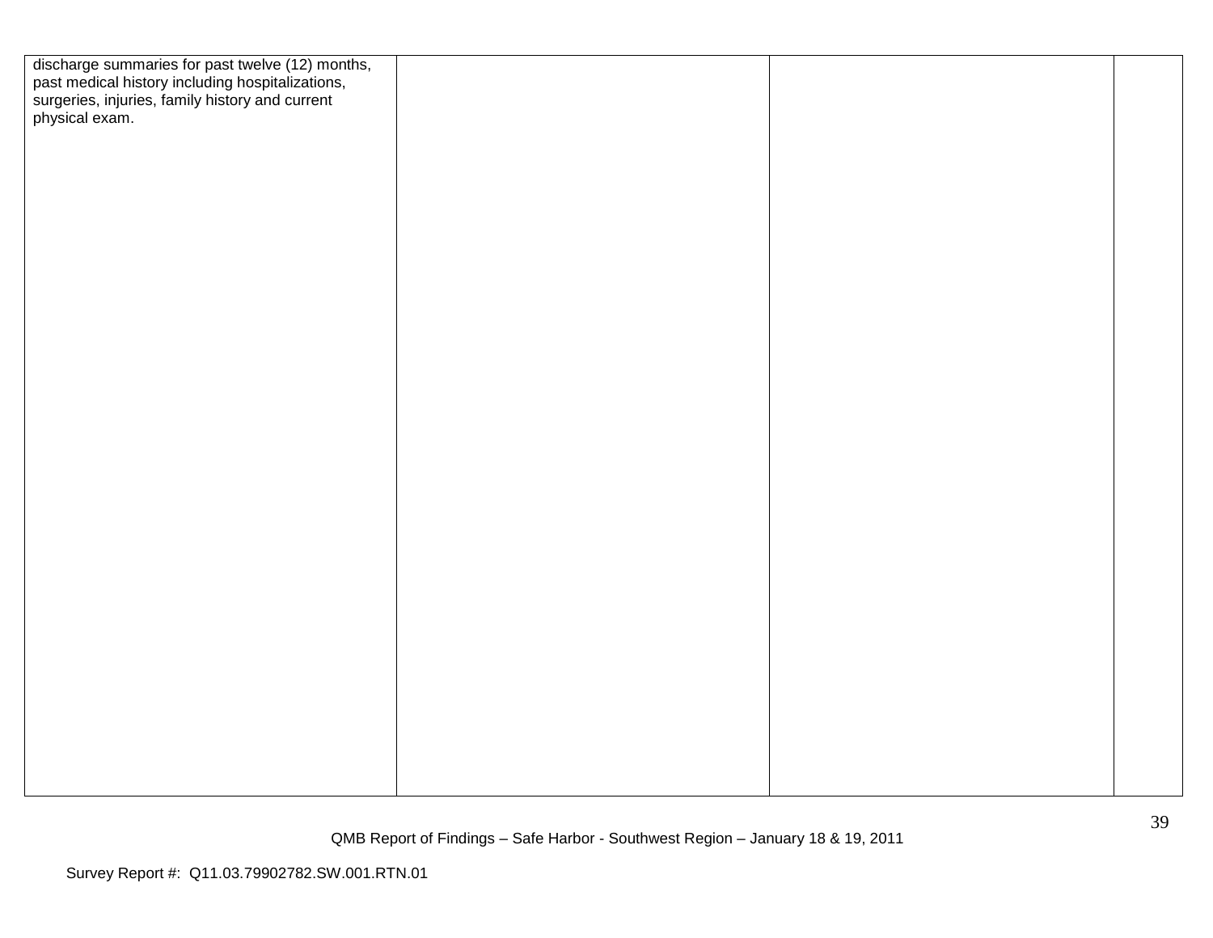| | | | |
|---|---|---|---|
| discharge summaries for past twelve (12) months, past medical history including hospitalizations, surgeries, injuries, family history and current physical exam. | | | |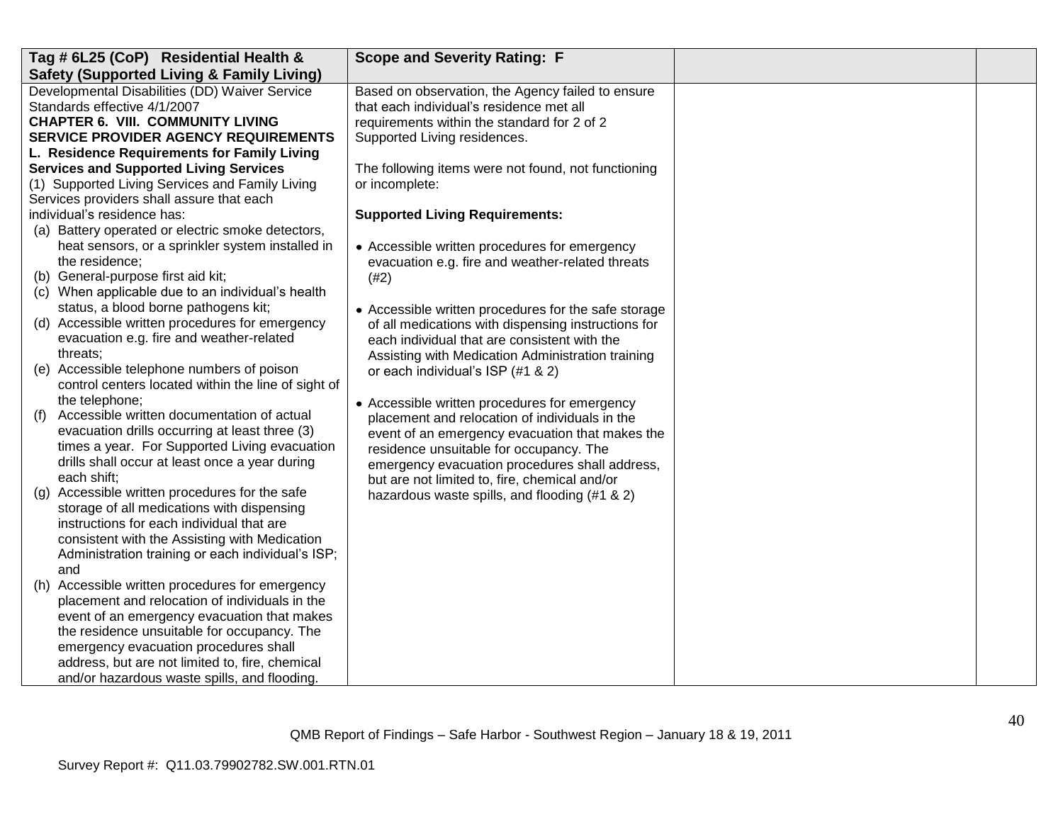| Tag # 6L25 (CoP) Residential Health & Safety (Supported Living & Family Living) | Scope and Severity Rating: F | | |
|---|---|---|---|
| Developmental Disabilities (DD) Waiver Service Standards effective 4/1/2007<br>**CHAPTER 6. VIII. COMMUNITY LIVING SERVICE PROVIDER AGENCY REQUIREMENTS**<br>**L. Residence Requirements for Family Living Services and Supported Living Services**<br>(1) Supported Living Services and Family Living Services providers shall assure that each individual's residence has:<br>(a) Battery operated or electric smoke detectors, heat sensors, or a sprinkler system installed in the residence;<br>(b) General-purpose first aid kit;<br>(c) When applicable due to an individual's health status, a blood borne pathogens kit;<br>(d) Accessible written procedures for emergency evacuation e.g. fire and weather-related threats;<br>(e) Accessible telephone numbers of poison control centers located within the line of sight of the telephone;<br>(f) Accessible written documentation of actual evacuation drills occurring at least three (3) times a year. For Supported Living evacuation drills shall occur at least once a year during each shift;<br>(g) Accessible written procedures for the safe storage of all medications with dispensing instructions for each individual that are consistent with the Assisting with Medication Administration training or each individual's ISP; and<br>(h) Accessible written procedures for emergency placement and relocation of individuals in the event of an emergency evacuation that makes the residence unsuitable for occupancy. The emergency evacuation procedures shall address, but are not limited to, fire, chemical and/or hazardous waste spills, and flooding. | Based on observation, the Agency failed to ensure that each individual's residence met all requirements within the standard for 2 of 2 Supported Living residences.<br><br>The following items were not found, not functioning or incomplete:<br><br>**Supported Living Requirements:**<br><br>• Accessible written procedures for emergency evacuation e.g. fire and weather-related threats (#2)<br><br>• Accessible written procedures for the safe storage of all medications with dispensing instructions for each individual that are consistent with the Assisting with Medication Administration training or each individual's ISP (#1 & 2)<br><br>• Accessible written procedures for emergency placement and relocation of individuals in the event of an emergency evacuation that makes the residence unsuitable for occupancy. The emergency evacuation procedures shall address, but are not limited to, fire, chemical and/or hazardous waste spills, and flooding (#1 & 2) | | |

QMB Report of Findings – Safe Harbor - Southwest Region – January 18 & 19, 2011

Survey Report #: Q11.03.79902782.SW.001.RTN.01